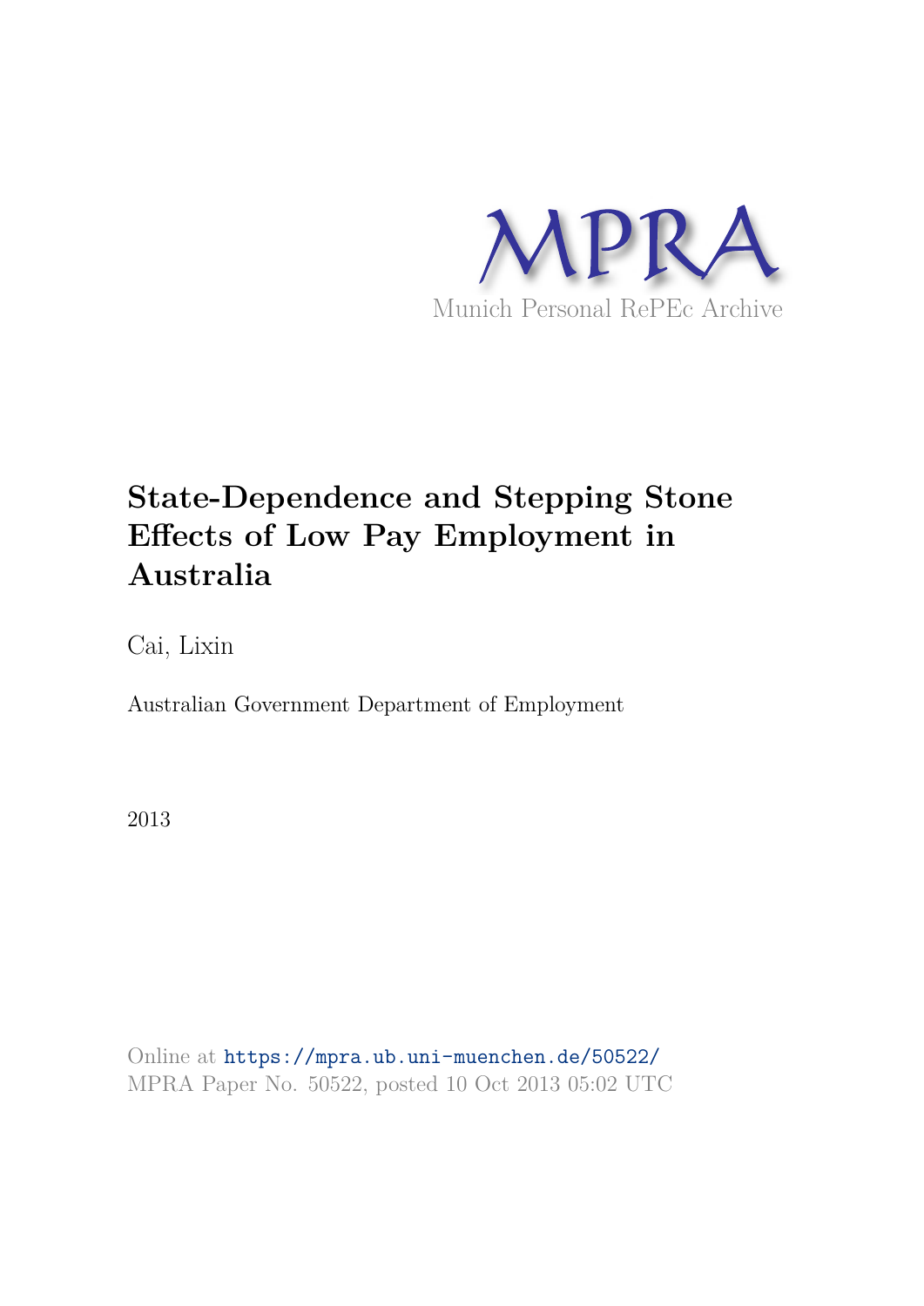MPRA

Munich Personal RePEc Archive

# State-Dependence and Stepping Stone Effects of Low Pay Employment in Australia

Cai, Lixin

Australian Government Department of Employment

2013

Online at https://mpra.ub.uni-muenchen.de/50522/
MPRA Paper No. 50522, posted 10 Oct 2013 05:02 UTC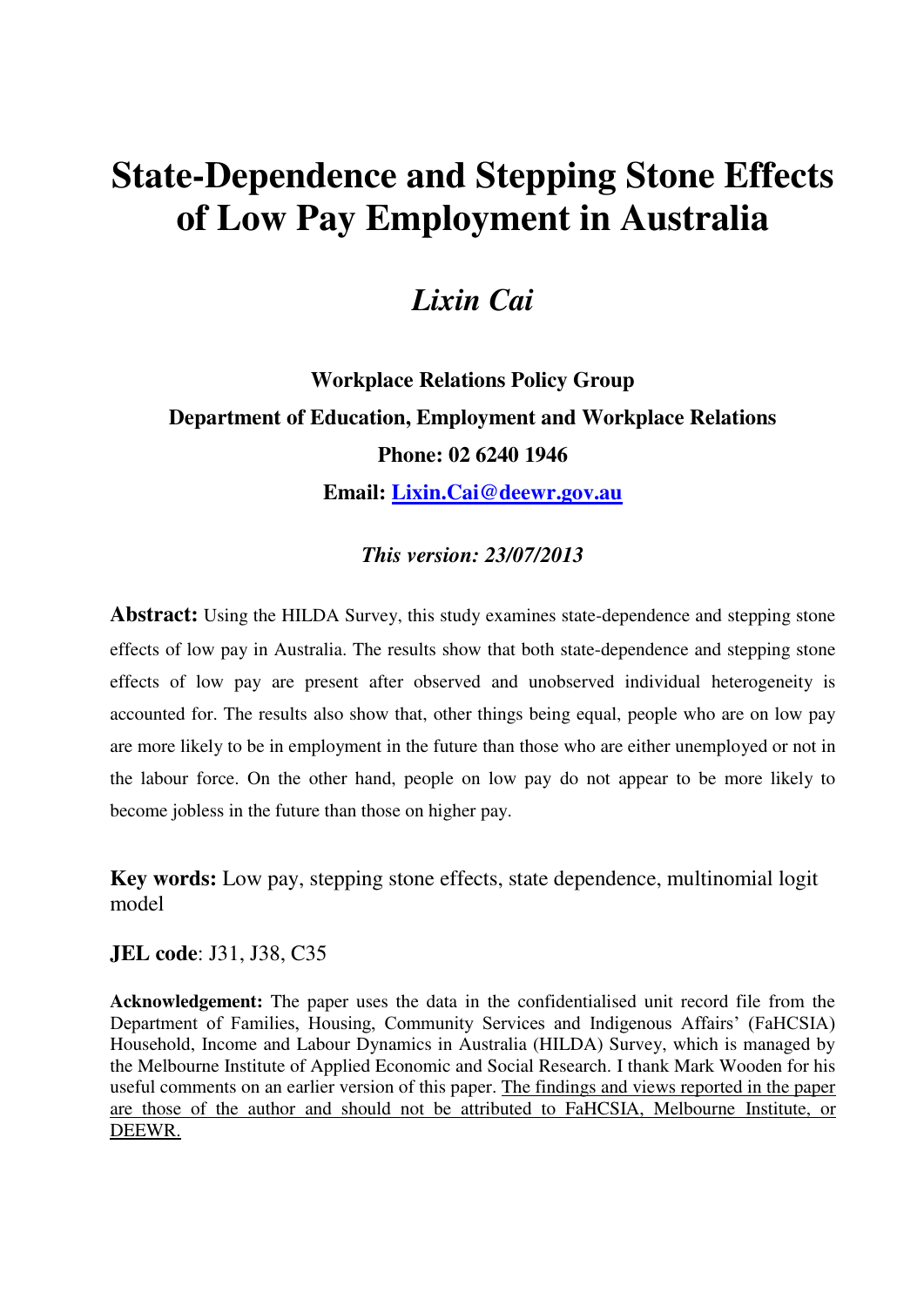# State-Dependence and Stepping Stone Effects of Low Pay Employment in Australia

## *Lixin Cai*

**Workplace Relations Policy Group**

**Department of Education, Employment and Workplace Relations**

**Phone: 02 6240 1946**

**Email: Lixin.Cai@deewr.gov.au**

***This version: 23/07/2013***

**Abstract:** Using the HILDA Survey, this study examines state-dependence and stepping stone effects of low pay in Australia. The results show that both state-dependence and stepping stone effects of low pay are present after observed and unobserved individual heterogeneity is accounted for. The results also show that, other things being equal, people who are on low pay are more likely to be in employment in the future than those who are either unemployed or not in the labour force. On the other hand, people on low pay do not appear to be more likely to become jobless in the future than those on higher pay.

**Key words:** Low pay, stepping stone effects, state dependence, multinomial logit model

**JEL code**: J31, J38, C35

**Acknowledgement:** The paper uses the data in the confidentialised unit record file from the Department of Families, Housing, Community Services and Indigenous Affairs' (FaHCSIA) Household, Income and Labour Dynamics in Australia (HILDA) Survey, which is managed by the Melbourne Institute of Applied Economic and Social Research. I thank Mark Wooden for his useful comments on an earlier version of this paper. The findings and views reported in the paper are those of the author and should not be attributed to FaHCSIA, Melbourne Institute, or DEEWR.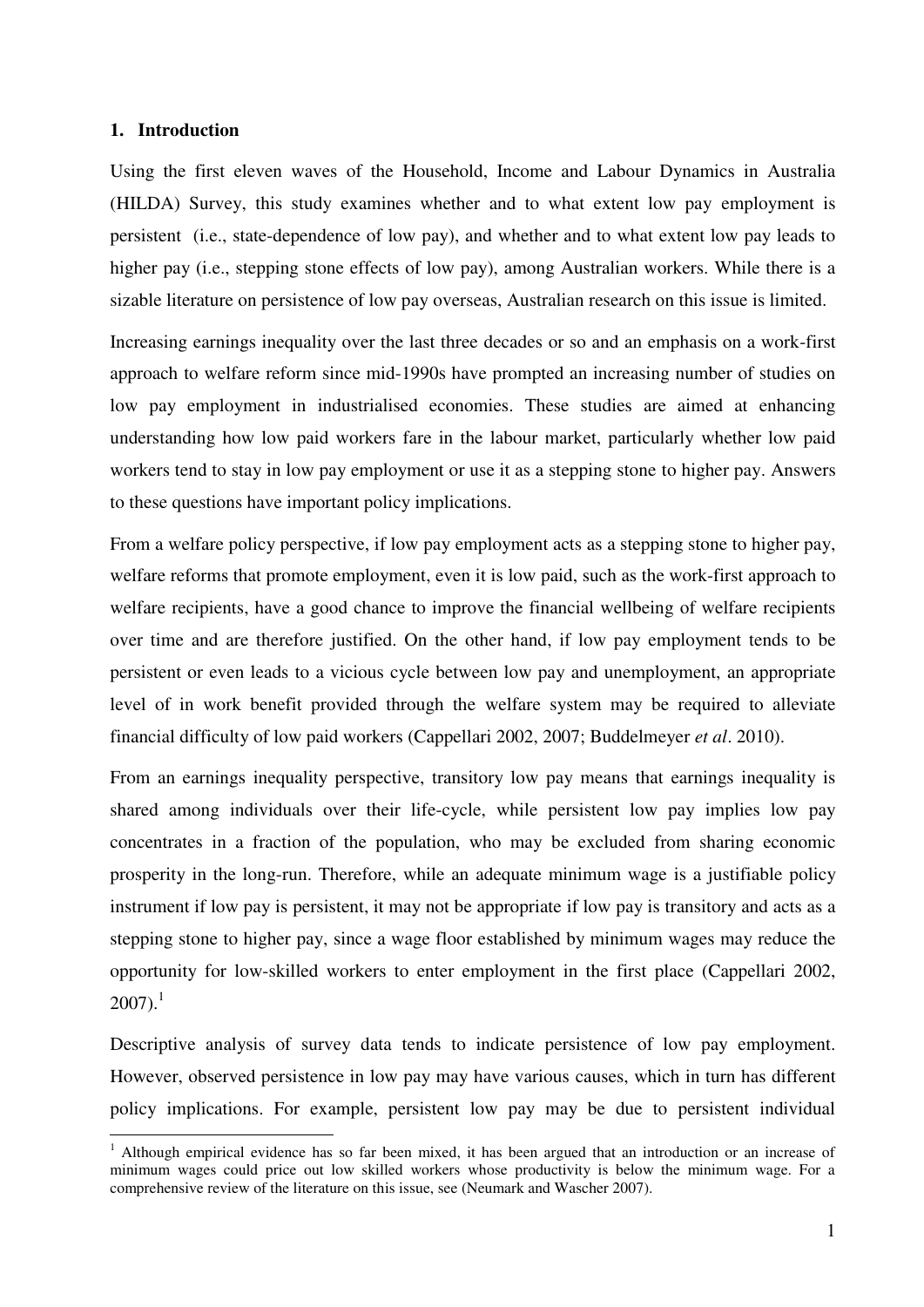## 1. Introduction

Using the first eleven waves of the Household, Income and Labour Dynamics in Australia (HILDA) Survey, this study examines whether and to what extent low pay employment is persistent (i.e., state-dependence of low pay), and whether and to what extent low pay leads to higher pay (i.e., stepping stone effects of low pay), among Australian workers. While there is a sizable literature on persistence of low pay overseas, Australian research on this issue is limited.

Increasing earnings inequality over the last three decades or so and an emphasis on a work-first approach to welfare reform since mid-1990s have prompted an increasing number of studies on low pay employment in industrialised economies. These studies are aimed at enhancing understanding how low paid workers fare in the labour market, particularly whether low paid workers tend to stay in low pay employment or use it as a stepping stone to higher pay. Answers to these questions have important policy implications.

From a welfare policy perspective, if low pay employment acts as a stepping stone to higher pay, welfare reforms that promote employment, even it is low paid, such as the work-first approach to welfare recipients, have a good chance to improve the financial wellbeing of welfare recipients over time and are therefore justified. On the other hand, if low pay employment tends to be persistent or even leads to a vicious cycle between low pay and unemployment, an appropriate level of in work benefit provided through the welfare system may be required to alleviate financial difficulty of low paid workers (Cappellari 2002, 2007; Buddelmeyer *et al*. 2010).

From an earnings inequality perspective, transitory low pay means that earnings inequality is shared among individuals over their life-cycle, while persistent low pay implies low pay concentrates in a fraction of the population, who may be excluded from sharing economic prosperity in the long-run. Therefore, while an adequate minimum wage is a justifiable policy instrument if low pay is persistent, it may not be appropriate if low pay is transitory and acts as a stepping stone to higher pay, since a wage floor established by minimum wages may reduce the opportunity for low-skilled workers to enter employment in the first place (Cappellari 2002, 2007).[1]

Descriptive analysis of survey data tends to indicate persistence of low pay employment. However, observed persistence in low pay may have various causes, which in turn has different policy implications. For example, persistent low pay may be due to persistent individual

[1] Although empirical evidence has so far been mixed, it has been argued that an introduction or an increase of minimum wages could price out low skilled workers whose productivity is below the minimum wage. For a comprehensive review of the literature on this issue, see (Neumark and Wascher 2007).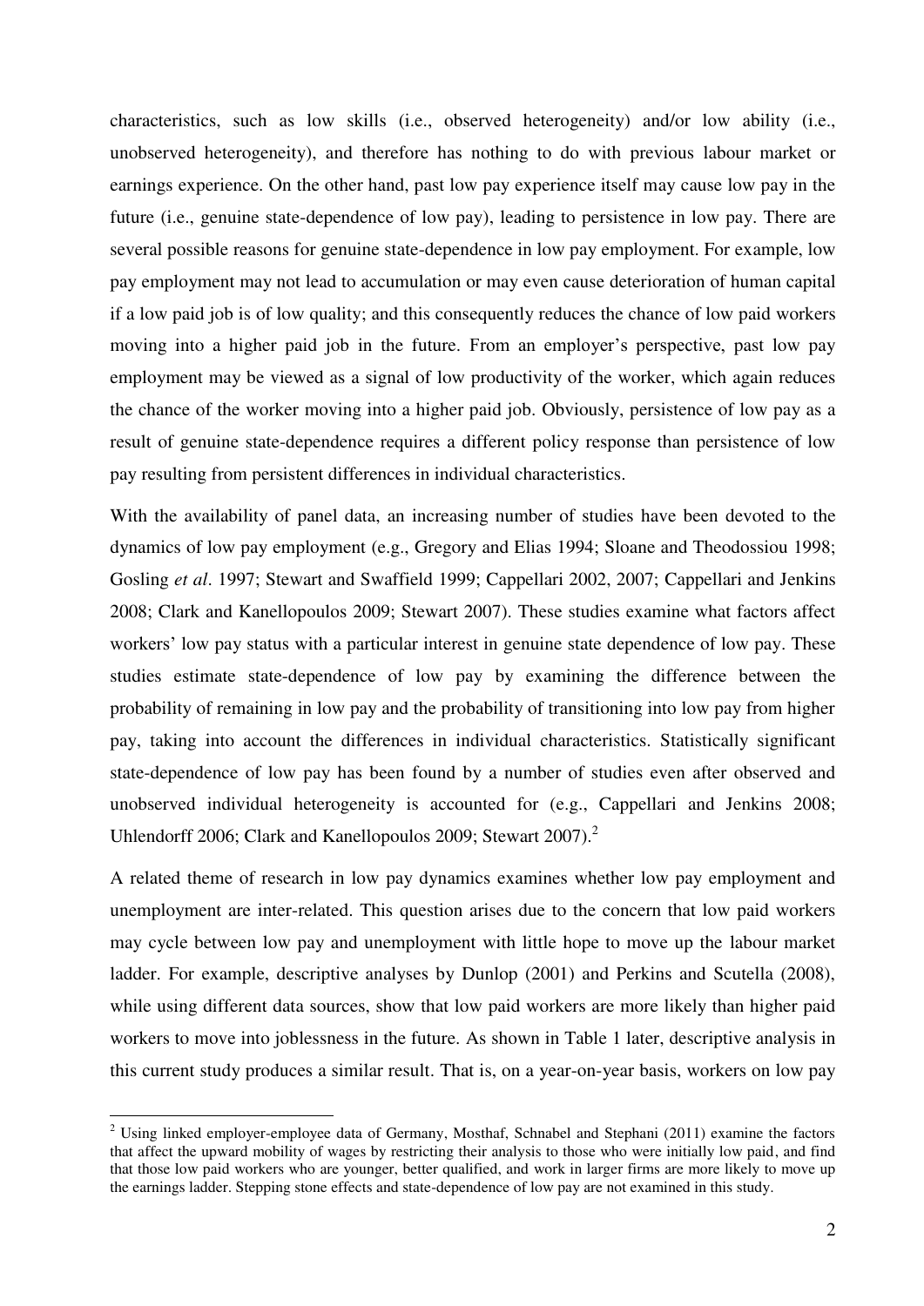characteristics, such as low skills (i.e., observed heterogeneity) and/or low ability (i.e., unobserved heterogeneity), and therefore has nothing to do with previous labour market or earnings experience. On the other hand, past low pay experience itself may cause low pay in the future (i.e., genuine state-dependence of low pay), leading to persistence in low pay. There are several possible reasons for genuine state-dependence in low pay employment. For example, low pay employment may not lead to accumulation or may even cause deterioration of human capital if a low paid job is of low quality; and this consequently reduces the chance of low paid workers moving into a higher paid job in the future. From an employer's perspective, past low pay employment may be viewed as a signal of low productivity of the worker, which again reduces the chance of the worker moving into a higher paid job. Obviously, persistence of low pay as a result of genuine state-dependence requires a different policy response than persistence of low pay resulting from persistent differences in individual characteristics.

With the availability of panel data, an increasing number of studies have been devoted to the dynamics of low pay employment (e.g., Gregory and Elias 1994; Sloane and Theodossiou 1998; Gosling *et al*. 1997; Stewart and Swaffield 1999; Cappellari 2002, 2007; Cappellari and Jenkins 2008; Clark and Kanellopoulos 2009; Stewart 2007). These studies examine what factors affect workers' low pay status with a particular interest in genuine state dependence of low pay. These studies estimate state-dependence of low pay by examining the difference between the probability of remaining in low pay and the probability of transitioning into low pay from higher pay, taking into account the differences in individual characteristics. Statistically significant state-dependence of low pay has been found by a number of studies even after observed and unobserved individual heterogeneity is accounted for (e.g., Cappellari and Jenkins 2008; Uhlendorff 2006; Clark and Kanellopoulos 2009; Stewart 2007).[2]

A related theme of research in low pay dynamics examines whether low pay employment and unemployment are inter-related. This question arises due to the concern that low paid workers may cycle between low pay and unemployment with little hope to move up the labour market ladder. For example, descriptive analyses by Dunlop (2001) and Perkins and Scutella (2008), while using different data sources, show that low paid workers are more likely than higher paid workers to move into joblessness in the future. As shown in Table 1 later, descriptive analysis in this current study produces a similar result. That is, on a year-on-year basis, workers on low pay

[2] Using linked employer-employee data of Germany, Mosthaf, Schnabel and Stephani (2011) examine the factors that affect the upward mobility of wages by restricting their analysis to those who were initially low paid, and find that those low paid workers who are younger, better qualified, and work in larger firms are more likely to move up the earnings ladder. Stepping stone effects and state-dependence of low pay are not examined in this study.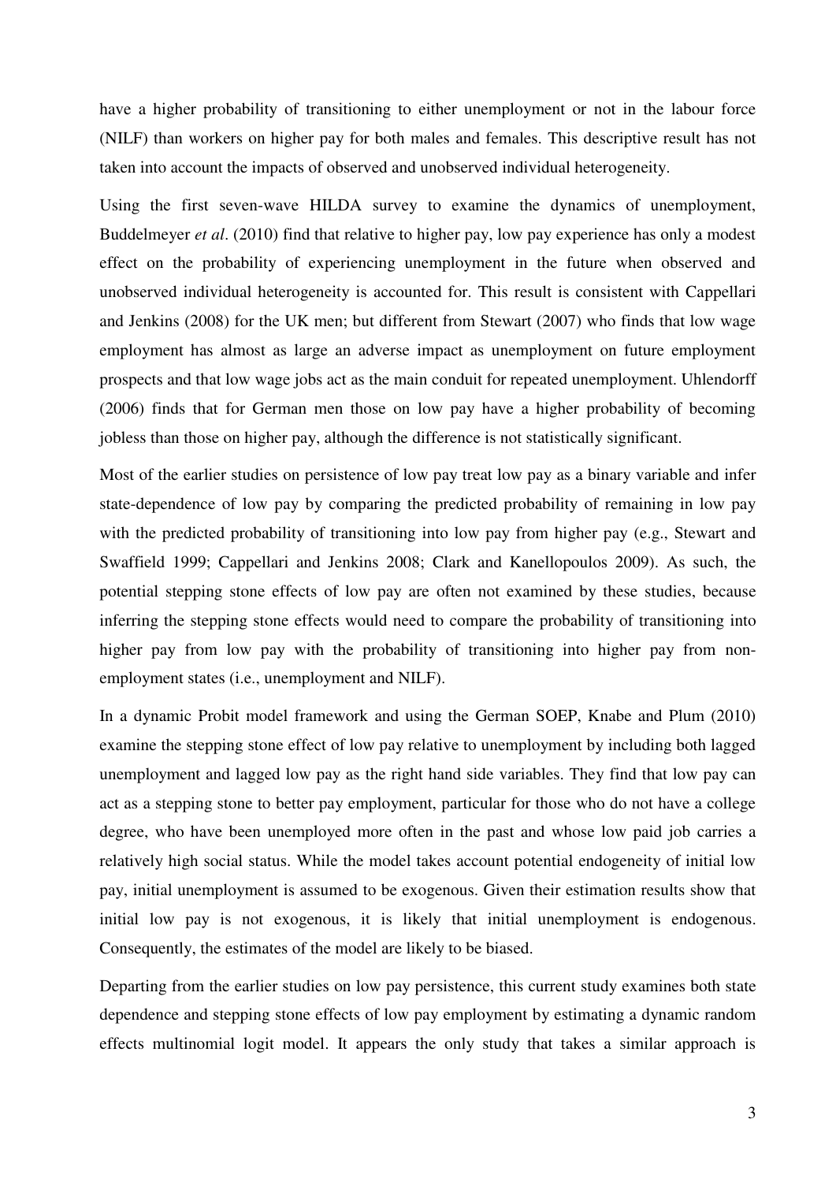have a higher probability of transitioning to either unemployment or not in the labour force (NILF) than workers on higher pay for both males and females. This descriptive result has not taken into account the impacts of observed and unobserved individual heterogeneity.

Using the first seven-wave HILDA survey to examine the dynamics of unemployment, Buddelmeyer *et al*. (2010) find that relative to higher pay, low pay experience has only a modest effect on the probability of experiencing unemployment in the future when observed and unobserved individual heterogeneity is accounted for. This result is consistent with Cappellari and Jenkins (2008) for the UK men; but different from Stewart (2007) who finds that low wage employment has almost as large an adverse impact as unemployment on future employment prospects and that low wage jobs act as the main conduit for repeated unemployment. Uhlendorff (2006) finds that for German men those on low pay have a higher probability of becoming jobless than those on higher pay, although the difference is not statistically significant.

Most of the earlier studies on persistence of low pay treat low pay as a binary variable and infer state-dependence of low pay by comparing the predicted probability of remaining in low pay with the predicted probability of transitioning into low pay from higher pay (e.g., Stewart and Swaffield 1999; Cappellari and Jenkins 2008; Clark and Kanellopoulos 2009). As such, the potential stepping stone effects of low pay are often not examined by these studies, because inferring the stepping stone effects would need to compare the probability of transitioning into higher pay from low pay with the probability of transitioning into higher pay from non-employment states (i.e., unemployment and NILF).

In a dynamic Probit model framework and using the German SOEP, Knabe and Plum (2010) examine the stepping stone effect of low pay relative to unemployment by including both lagged unemployment and lagged low pay as the right hand side variables. They find that low pay can act as a stepping stone to better pay employment, particular for those who do not have a college degree, who have been unemployed more often in the past and whose low paid job carries a relatively high social status. While the model takes account potential endogeneity of initial low pay, initial unemployment is assumed to be exogenous. Given their estimation results show that initial low pay is not exogenous, it is likely that initial unemployment is endogenous. Consequently, the estimates of the model are likely to be biased.

Departing from the earlier studies on low pay persistence, this current study examines both state dependence and stepping stone effects of low pay employment by estimating a dynamic random effects multinomial logit model. It appears the only study that takes a similar approach is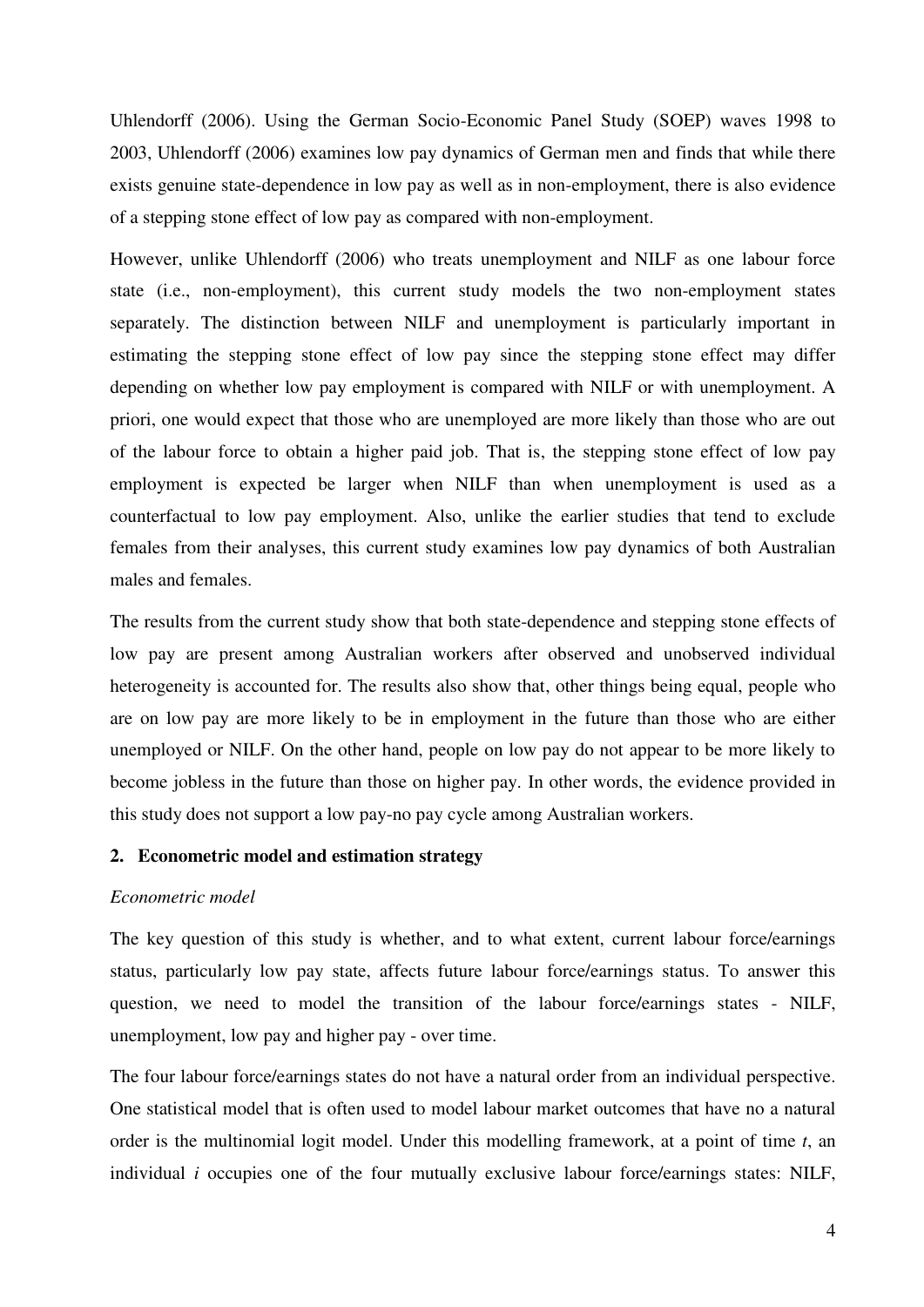Uhlendorff (2006). Using the German Socio-Economic Panel Study (SOEP) waves 1998 to 2003, Uhlendorff (2006) examines low pay dynamics of German men and finds that while there exists genuine state-dependence in low pay as well as in non-employment, there is also evidence of a stepping stone effect of low pay as compared with non-employment.

However, unlike Uhlendorff (2006) who treats unemployment and NILF as one labour force state (i.e., non-employment), this current study models the two non-employment states separately. The distinction between NILF and unemployment is particularly important in estimating the stepping stone effect of low pay since the stepping stone effect may differ depending on whether low pay employment is compared with NILF or with unemployment. A priori, one would expect that those who are unemployed are more likely than those who are out of the labour force to obtain a higher paid job. That is, the stepping stone effect of low pay employment is expected be larger when NILF than when unemployment is used as a counterfactual to low pay employment. Also, unlike the earlier studies that tend to exclude females from their analyses, this current study examines low pay dynamics of both Australian males and females.

The results from the current study show that both state-dependence and stepping stone effects of low pay are present among Australian workers after observed and unobserved individual heterogeneity is accounted for. The results also show that, other things being equal, people who are on low pay are more likely to be in employment in the future than those who are either unemployed or NILF. On the other hand, people on low pay do not appear to be more likely to become jobless in the future than those on higher pay. In other words, the evidence provided in this study does not support a low pay-no pay cycle among Australian workers.

## 2. Econometric model and estimation strategy

*Econometric model*

The key question of this study is whether, and to what extent, current labour force/earnings status, particularly low pay state, affects future labour force/earnings status. To answer this question, we need to model the transition of the labour force/earnings states - NILF, unemployment, low pay and higher pay - over time.

The four labour force/earnings states do not have a natural order from an individual perspective. One statistical model that is often used to model labour market outcomes that have no a natural order is the multinomial logit model. Under this modelling framework, at a point of time $t$, an individual $i$ occupies one of the four mutually exclusive labour force/earnings states: NILF,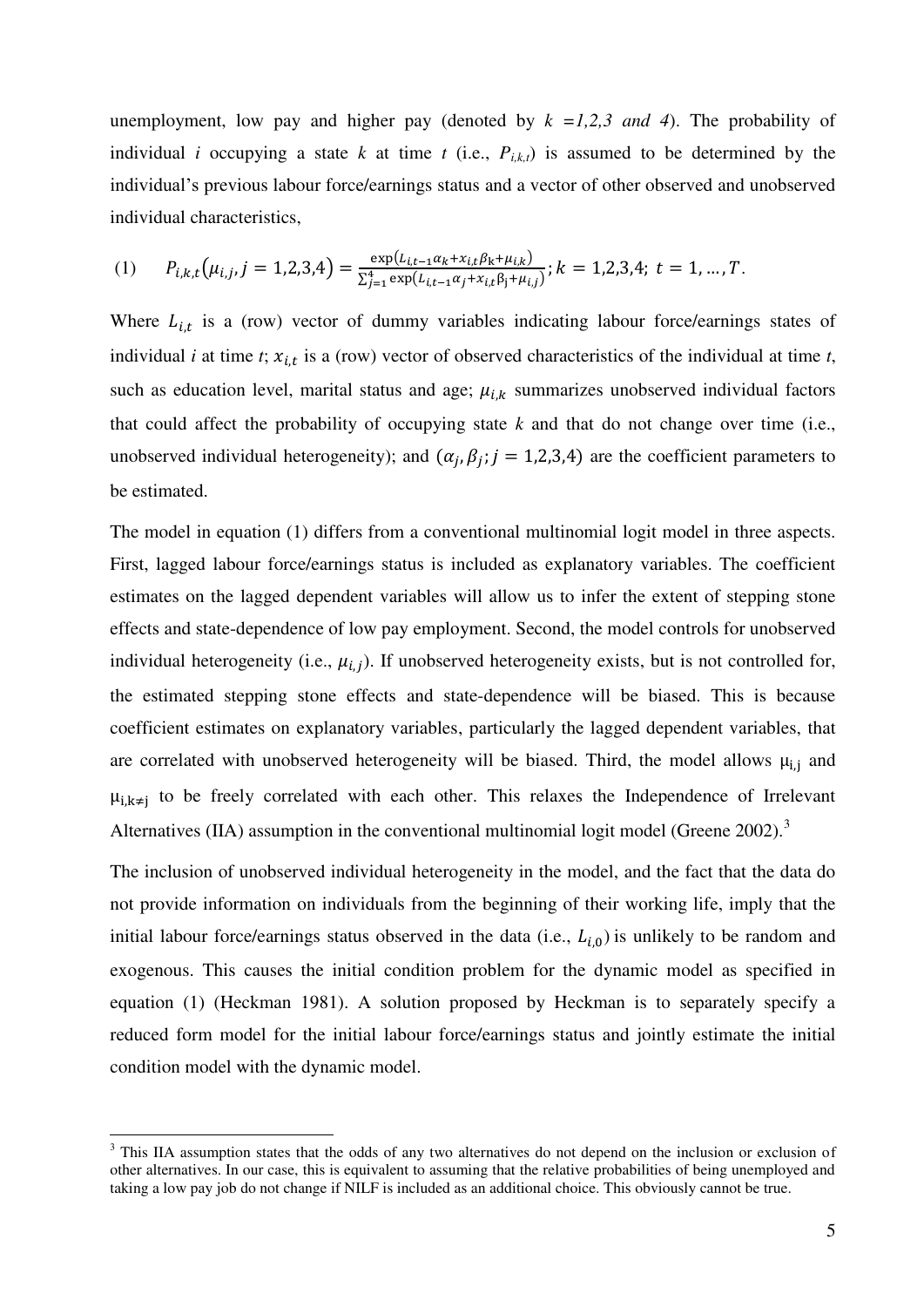unemployment, low pay and higher pay (denoted by $k$ *=1,2,3 and 4*). The probability of individual $i$ occupying a state $k$ at time $t$ (i.e., $P_{i,k,t}$) is assumed to be determined by the individual's previous labour force/earnings status and a vector of other observed and unobserved individual characteristics,

$$(1) \qquad P_{i,k,t}\left(\mu_{i,j}, j = 1,2,3,4\right) = \frac{\exp\left(L_{i,t-1}\alpha_k + x_{i,t}\beta_k + \mu_{i,k}\right)}{\sum_{j=1}^{4}\exp\left(L_{i,t-1}\alpha_j + x_{i,t}\beta_j + \mu_{i,j}\right)}; k = 1,2,3,4;\ t = 1, \ldots, T.$$

Where $L_{i,t}$ is a (row) vector of dummy variables indicating labour force/earnings states of individual $i$ at time $t$; $x_{i,t}$ is a (row) vector of observed characteristics of the individual at time $t$, such as education level, marital status and age; $\mu_{i,k}$ summarizes unobserved individual factors that could affect the probability of occupying state $k$ and that do not change over time (i.e., unobserved individual heterogeneity); and $(\alpha_j, \beta_j; j = 1,2,3,4)$ are the coefficient parameters to be estimated.

The model in equation (1) differs from a conventional multinomial logit model in three aspects. First, lagged labour force/earnings status is included as explanatory variables. The coefficient estimates on the lagged dependent variables will allow us to infer the extent of stepping stone effects and state-dependence of low pay employment. Second, the model controls for unobserved individual heterogeneity (i.e., $\mu_{i,j}$). If unobserved heterogeneity exists, but is not controlled for, the estimated stepping stone effects and state-dependence will be biased. This is because coefficient estimates on explanatory variables, particularly the lagged dependent variables, that are correlated with unobserved heterogeneity will be biased. Third, the model allows $\mu_{i,j}$ and $\mu_{i,k\neq j}$ to be freely correlated with each other. This relaxes the Independence of Irrelevant Alternatives (IIA) assumption in the conventional multinomial logit model (Greene 2002).[3]

The inclusion of unobserved individual heterogeneity in the model, and the fact that the data do not provide information on individuals from the beginning of their working life, imply that the initial labour force/earnings status observed in the data (i.e., $L_{i,0}$) is unlikely to be random and exogenous. This causes the initial condition problem for the dynamic model as specified in equation (1) (Heckman 1981). A solution proposed by Heckman is to separately specify a reduced form model for the initial labour force/earnings status and jointly estimate the initial condition model with the dynamic model.

[3] This IIA assumption states that the odds of any two alternatives do not depend on the inclusion or exclusion of other alternatives. In our case, this is equivalent to assuming that the relative probabilities of being unemployed and taking a low pay job do not change if NILF is included as an additional choice. This obviously cannot be true.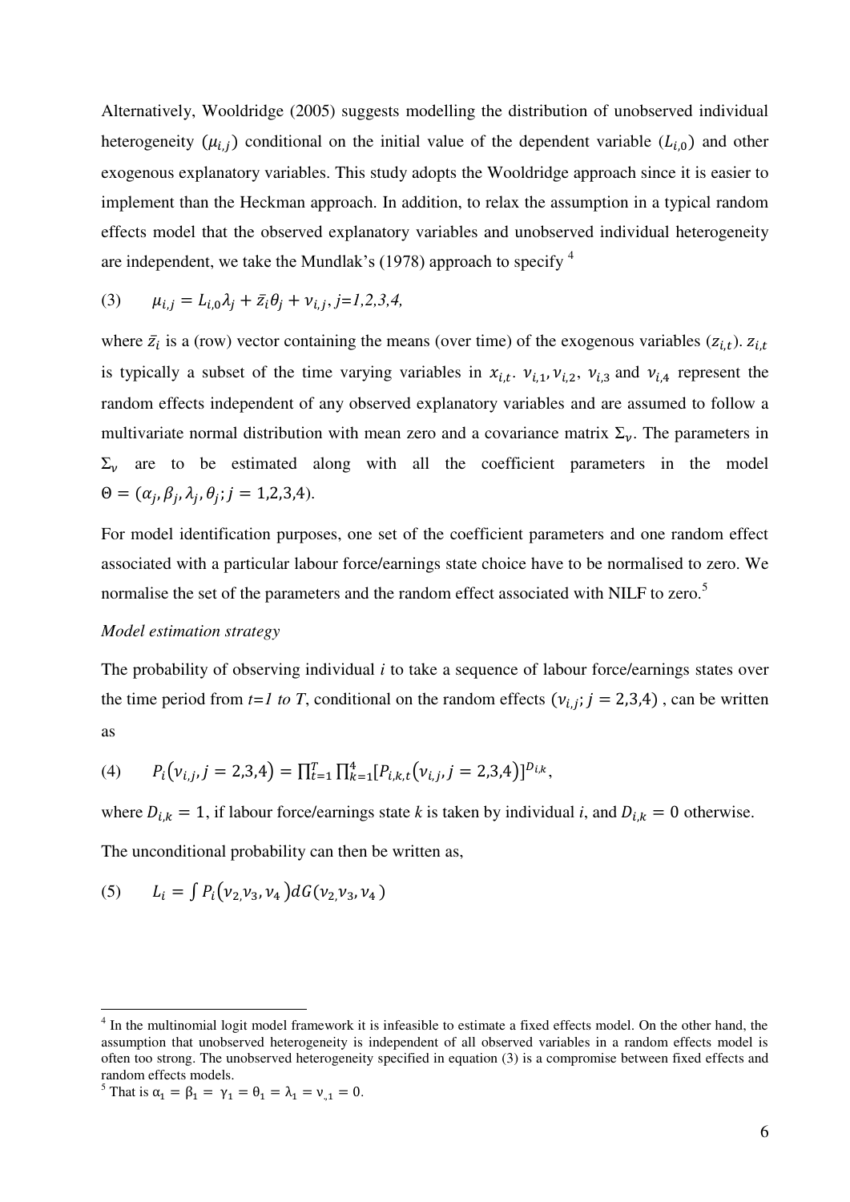Alternatively, Wooldridge (2005) suggests modelling the distribution of unobserved individual heterogeneity ($\mu_{i,j}$) conditional on the initial value of the dependent variable ($L_{i,0}$) and other exogenous explanatory variables. This study adopts the Wooldridge approach since it is easier to implement than the Heckman approach. In addition, to relax the assumption in a typical random effects model that the observed explanatory variables and unobserved individual heterogeneity are independent, we take the Mundlak's (1978) approach to specify [4]

$$\text{(3)} \qquad \mu_{i,j} = L_{i,0}\lambda_j + \bar{z}_i\theta_j + \nu_{i,j},\ j=1,2,3,4,$$

where $\bar{z}_i$ is a (row) vector containing the means (over time) of the exogenous variables ($z_{i,t}$). $z_{i,t}$ is typically a subset of the time varying variables in $x_{i,t}$. $\nu_{i,1}, \nu_{i,2}$, $\nu_{i,3}$ and $\nu_{i,4}$ represent the random effects independent of any observed explanatory variables and are assumed to follow a multivariate normal distribution with mean zero and a covariance matrix $\Sigma_\nu$. The parameters in $\Sigma_\nu$ are to be estimated along with all the coefficient parameters in the model $\Theta = (\alpha_j, \beta_j, \lambda_j, \theta_j; j = 1,2,3,4)$.

For model identification purposes, one set of the coefficient parameters and one random effect associated with a particular labour force/earnings state choice have to be normalised to zero. We normalise the set of the parameters and the random effect associated with NILF to zero.[5]

*Model estimation strategy*

The probability of observing individual *i* to take a sequence of labour force/earnings states over the time period from *t=1 to T*, conditional on the random effects $(\nu_{i,j}; j = 2,3,4)$ , can be written as

$$\text{(4)} \qquad P_i(\nu_{i,j}, j = 2,3,4) = \prod_{t=1}^{T}\prod_{k=1}^{4}[P_{i,k,t}(\nu_{i,j}, j = 2,3,4)]^{D_{i,k}},$$

where $D_{i,k} = 1$, if labour force/earnings state *k* is taken by individual *i*, and $D_{i,k} = 0$ otherwise.

The unconditional probability can then be written as,

$$\text{(5)} \qquad L_i = \int P_i(\nu_2, \nu_3, \nu_4)\, dG(\nu_2, \nu_3, \nu_4)$$

---

[4] In the multinomial logit model framework it is infeasible to estimate a fixed effects model. On the other hand, the assumption that unobserved heterogeneity is independent of all observed variables in a random effects model is often too strong. The unobserved heterogeneity specified in equation (3) is a compromise between fixed effects and random effects models.

[5] That is $\alpha_1 = \beta_1 = \gamma_1 = \theta_1 = \lambda_1 = \nu_{,1} = 0$.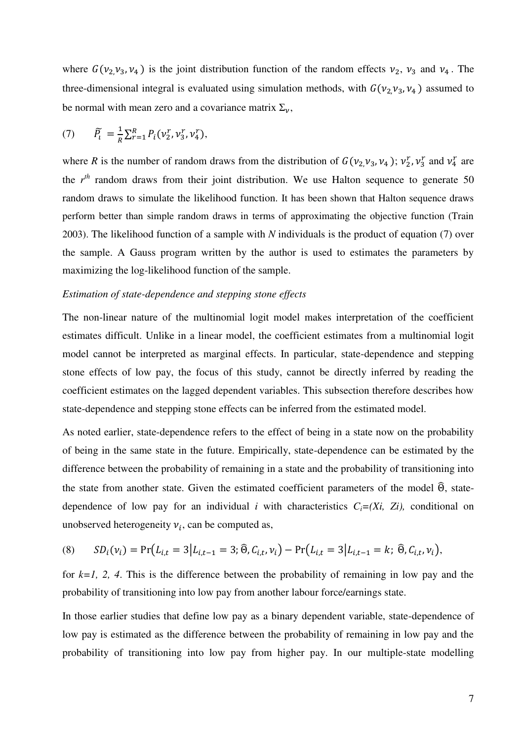where $G(v_2, v_3, v_4)$ is the joint distribution function of the random effects $v_2$, $v_3$ and $v_4$. The three-dimensional integral is evaluated using simulation methods, with $G(v_2, v_3, v_4)$ assumed to be normal with mean zero and a covariance matrix $\Sigma_v$,

$$(7) \qquad \widetilde{P_i} = \frac{1}{R}\sum_{r=1}^{R} P_i(v_2^r, v_3^r, v_4^r),$$

where *R* is the number of random draws from the distribution of $G(v_2, v_3, v_4)$; $v_2^r, v_3^r$ and $v_4^r$ are the $r^{th}$ random draws from their joint distribution. We use Halton sequence to generate 50 random draws to simulate the likelihood function. It has been shown that Halton sequence draws perform better than simple random draws in terms of approximating the objective function (Train 2003). The likelihood function of a sample with *N* individuals is the product of equation (7) over the sample. A Gauss program written by the author is used to estimates the parameters by maximizing the log-likelihood function of the sample.

*Estimation of state-dependence and stepping stone effects*

The non-linear nature of the multinomial logit model makes interpretation of the coefficient estimates difficult. Unlike in a linear model, the coefficient estimates from a multinomial logit model cannot be interpreted as marginal effects. In particular, state-dependence and stepping stone effects of low pay, the focus of this study, cannot be directly inferred by reading the coefficient estimates on the lagged dependent variables. This subsection therefore describes how state-dependence and stepping stone effects can be inferred from the estimated model.

As noted earlier, state-dependence refers to the effect of being in a state now on the probability of being in the same state in the future. Empirically, state-dependence can be estimated by the difference between the probability of remaining in a state and the probability of transitioning into the state from another state. Given the estimated coefficient parameters of the model $\widehat{\Theta}$, state-dependence of low pay for an individual *i* with characteristics $C_i=(X_i, Z_i)$, conditional on unobserved heterogeneity $v_i$, can be computed as,

$$(8) \qquad SD_i(v_i) = \Pr\left(L_{i,t}=3 \middle| L_{i,t-1}=3; \widehat{\Theta}, C_{i,t}, v_i\right) - \Pr\left(L_{i,t}=3 \middle| L_{i,t-1}=k; \widehat{\Theta}, C_{i,t}, v_i\right),$$

for $k=1, 2, 4$. This is the difference between the probability of remaining in low pay and the probability of transitioning into low pay from another labour force/earnings state.

In those earlier studies that define low pay as a binary dependent variable, state-dependence of low pay is estimated as the difference between the probability of remaining in low pay and the probability of transitioning into low pay from higher pay. In our multiple-state modelling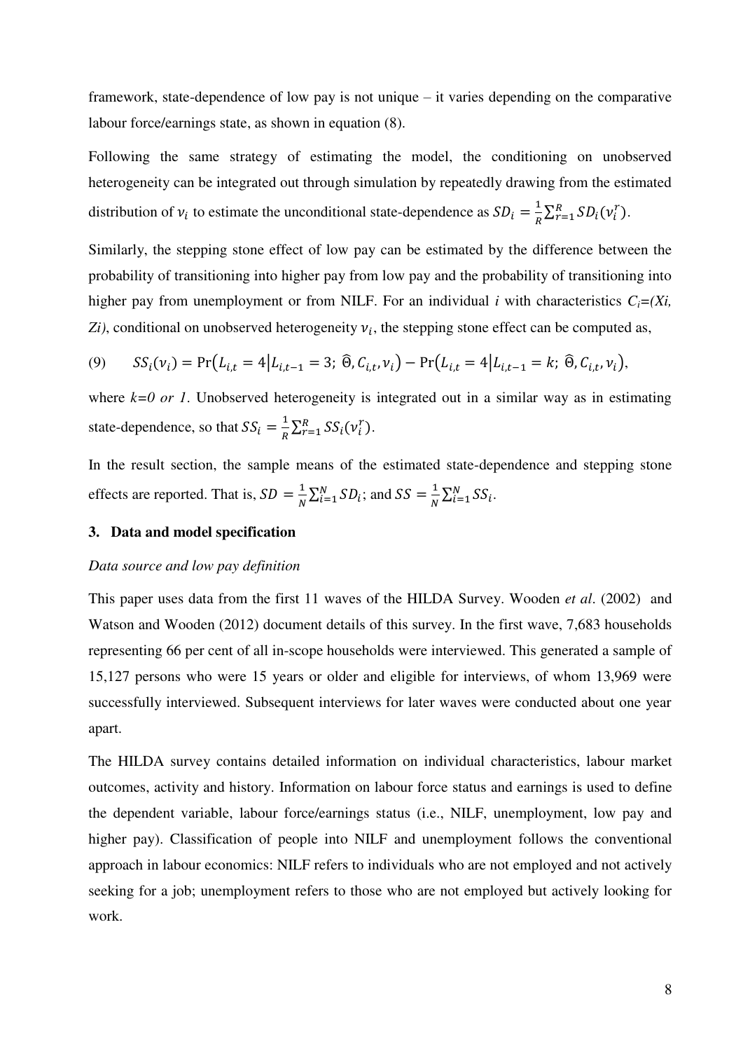framework, state-dependence of low pay is not unique – it varies depending on the comparative labour force/earnings state, as shown in equation (8).

Following the same strategy of estimating the model, the conditioning on unobserved heterogeneity can be integrated out through simulation by repeatedly drawing from the estimated distribution of $v_i$ to estimate the unconditional state-dependence as $SD_i = \frac{1}{R}\sum_{r=1}^{R} SD_i(v_i^r)$.

Similarly, the stepping stone effect of low pay can be estimated by the difference between the probability of transitioning into higher pay from low pay and the probability of transitioning into higher pay from unemployment or from NILF. For an individual *i* with characteristics $C_i=(Xi, Zi)$, conditional on unobserved heterogeneity $v_i$, the stepping stone effect can be computed as,

$$(9) \qquad SS_i(v_i) = \Pr\left(L_{i,t} = 4 \middle| L_{i,t-1} = 3;\ \widehat{\Theta}, C_{i,t}, v_i\right) - \Pr\left(L_{i,t} = 4 \middle| L_{i,t-1} = k;\ \widehat{\Theta}, C_{i,t}, v_i\right),$$

where *k=0 or 1*. Unobserved heterogeneity is integrated out in a similar way as in estimating state-dependence, so that $SS_i = \frac{1}{R}\sum_{r=1}^{R} SS_i(v_i^r)$.

In the result section, the sample means of the estimated state-dependence and stepping stone effects are reported. That is, $SD = \frac{1}{N}\sum_{i=1}^{N} SD_i$; and $SS = \frac{1}{N}\sum_{i=1}^{N} SS_i$.

## 3. Data and model specification

*Data source and low pay definition*

This paper uses data from the first 11 waves of the HILDA Survey. Wooden *et al*. (2002) and Watson and Wooden (2012) document details of this survey. In the first wave, 7,683 households representing 66 per cent of all in-scope households were interviewed. This generated a sample of 15,127 persons who were 15 years or older and eligible for interviews, of whom 13,969 were successfully interviewed. Subsequent interviews for later waves were conducted about one year apart.

The HILDA survey contains detailed information on individual characteristics, labour market outcomes, activity and history. Information on labour force status and earnings is used to define the dependent variable, labour force/earnings status (i.e., NILF, unemployment, low pay and higher pay). Classification of people into NILF and unemployment follows the conventional approach in labour economics: NILF refers to individuals who are not employed and not actively seeking for a job; unemployment refers to those who are not employed but actively looking for work.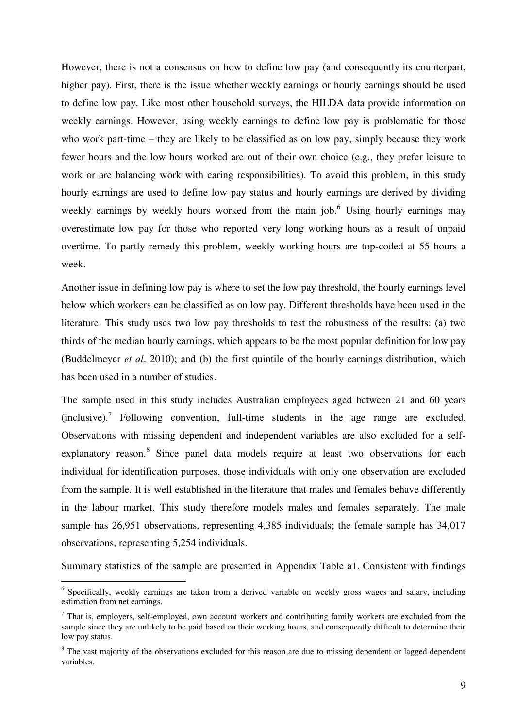However, there is not a consensus on how to define low pay (and consequently its counterpart, higher pay). First, there is the issue whether weekly earnings or hourly earnings should be used to define low pay. Like most other household surveys, the HILDA data provide information on weekly earnings. However, using weekly earnings to define low pay is problematic for those who work part-time – they are likely to be classified as on low pay, simply because they work fewer hours and the low hours worked are out of their own choice (e.g., they prefer leisure to work or are balancing work with caring responsibilities). To avoid this problem, in this study hourly earnings are used to define low pay status and hourly earnings are derived by dividing weekly earnings by weekly hours worked from the main job.[6] Using hourly earnings may overestimate low pay for those who reported very long working hours as a result of unpaid overtime. To partly remedy this problem, weekly working hours are top-coded at 55 hours a week.

Another issue in defining low pay is where to set the low pay threshold, the hourly earnings level below which workers can be classified as on low pay. Different thresholds have been used in the literature. This study uses two low pay thresholds to test the robustness of the results: (a) two thirds of the median hourly earnings, which appears to be the most popular definition for low pay (Buddelmeyer *et al*. 2010); and (b) the first quintile of the hourly earnings distribution, which has been used in a number of studies.

The sample used in this study includes Australian employees aged between 21 and 60 years (inclusive).[7] Following convention, full-time students in the age range are excluded. Observations with missing dependent and independent variables are also excluded for a self-explanatory reason.[8] Since panel data models require at least two observations for each individual for identification purposes, those individuals with only one observation are excluded from the sample. It is well established in the literature that males and females behave differently in the labour market. This study therefore models males and females separately. The male sample has 26,951 observations, representing 4,385 individuals; the female sample has 34,017 observations, representing 5,254 individuals.

Summary statistics of the sample are presented in Appendix Table a1. Consistent with findings

---

[6] Specifically, weekly earnings are taken from a derived variable on weekly gross wages and salary, including estimation from net earnings.

[7] That is, employers, self-employed, own account workers and contributing family workers are excluded from the sample since they are unlikely to be paid based on their working hours, and consequently difficult to determine their low pay status.

[8] The vast majority of the observations excluded for this reason are due to missing dependent or lagged dependent variables.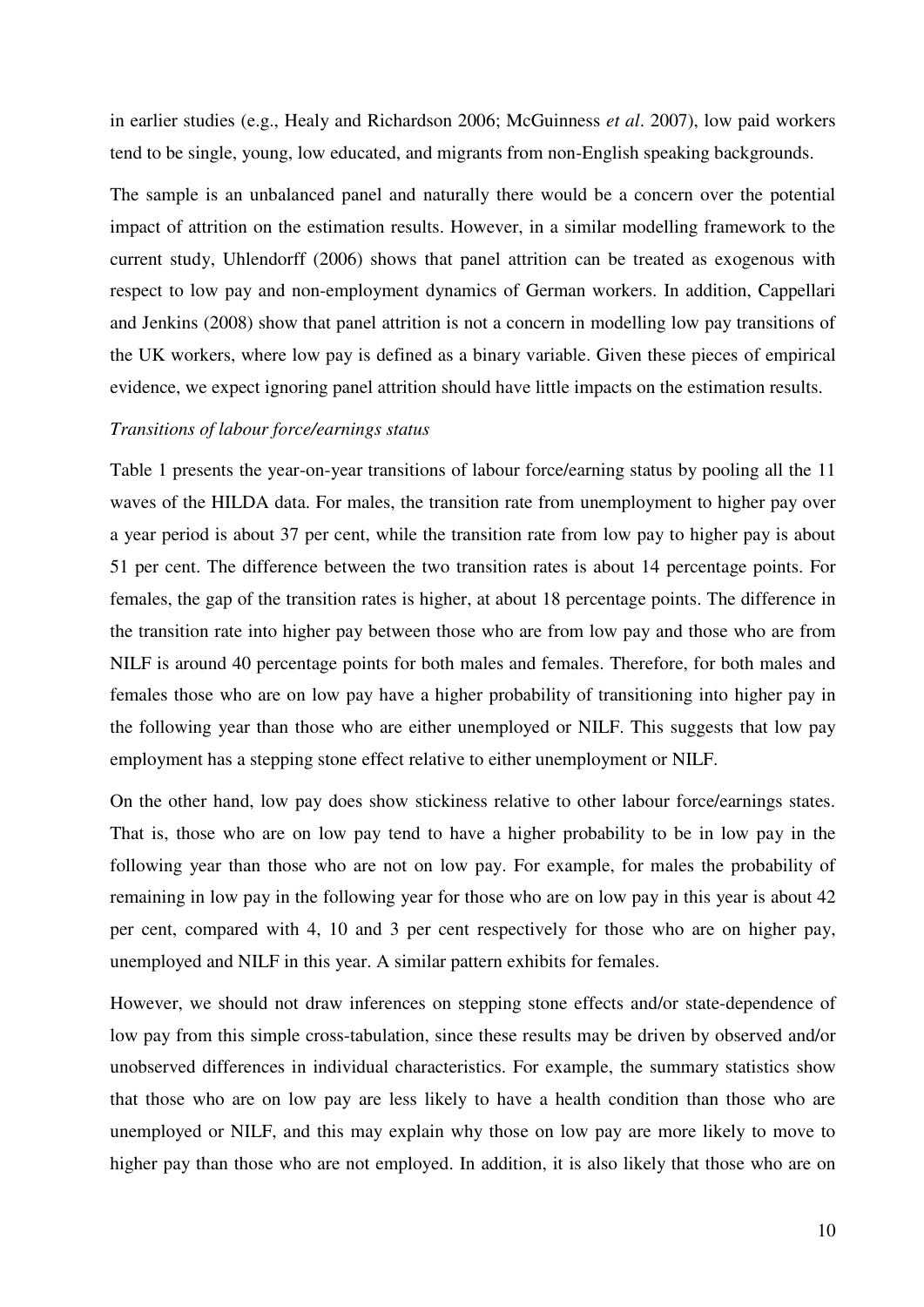in earlier studies (e.g., Healy and Richardson 2006; McGuinness *et al*. 2007), low paid workers tend to be single, young, low educated, and migrants from non-English speaking backgrounds.

The sample is an unbalanced panel and naturally there would be a concern over the potential impact of attrition on the estimation results. However, in a similar modelling framework to the current study, Uhlendorff (2006) shows that panel attrition can be treated as exogenous with respect to low pay and non-employment dynamics of German workers. In addition, Cappellari and Jenkins (2008) show that panel attrition is not a concern in modelling low pay transitions of the UK workers, where low pay is defined as a binary variable. Given these pieces of empirical evidence, we expect ignoring panel attrition should have little impacts on the estimation results.

*Transitions of labour force/earnings status*

Table 1 presents the year-on-year transitions of labour force/earning status by pooling all the 11 waves of the HILDA data. For males, the transition rate from unemployment to higher pay over a year period is about 37 per cent, while the transition rate from low pay to higher pay is about 51 per cent. The difference between the two transition rates is about 14 percentage points. For females, the gap of the transition rates is higher, at about 18 percentage points. The difference in the transition rate into higher pay between those who are from low pay and those who are from NILF is around 40 percentage points for both males and females. Therefore, for both males and females those who are on low pay have a higher probability of transitioning into higher pay in the following year than those who are either unemployed or NILF. This suggests that low pay employment has a stepping stone effect relative to either unemployment or NILF.

On the other hand, low pay does show stickiness relative to other labour force/earnings states. That is, those who are on low pay tend to have a higher probability to be in low pay in the following year than those who are not on low pay. For example, for males the probability of remaining in low pay in the following year for those who are on low pay in this year is about 42 per cent, compared with 4, 10 and 3 per cent respectively for those who are on higher pay, unemployed and NILF in this year. A similar pattern exhibits for females.

However, we should not draw inferences on stepping stone effects and/or state-dependence of low pay from this simple cross-tabulation, since these results may be driven by observed and/or unobserved differences in individual characteristics. For example, the summary statistics show that those who are on low pay are less likely to have a health condition than those who are unemployed or NILF, and this may explain why those on low pay are more likely to move to higher pay than those who are not employed. In addition, it is also likely that those who are on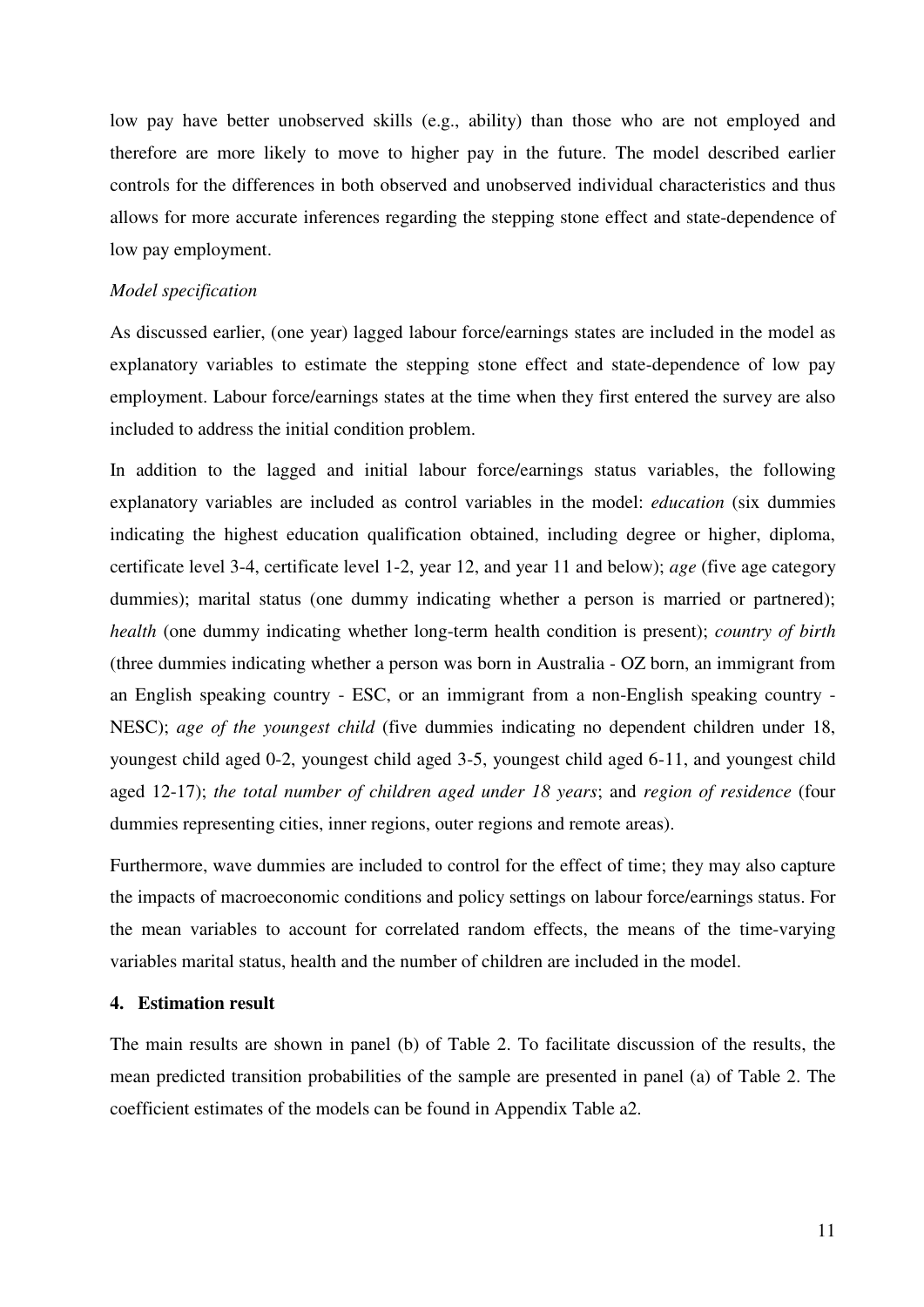low pay have better unobserved skills (e.g., ability) than those who are not employed and therefore are more likely to move to higher pay in the future. The model described earlier controls for the differences in both observed and unobserved individual characteristics and thus allows for more accurate inferences regarding the stepping stone effect and state-dependence of low pay employment.

*Model specification*

As discussed earlier, (one year) lagged labour force/earnings states are included in the model as explanatory variables to estimate the stepping stone effect and state-dependence of low pay employment. Labour force/earnings states at the time when they first entered the survey are also included to address the initial condition problem.

In addition to the lagged and initial labour force/earnings status variables, the following explanatory variables are included as control variables in the model: *education* (six dummies indicating the highest education qualification obtained, including degree or higher, diploma, certificate level 3-4, certificate level 1-2, year 12, and year 11 and below); *age* (five age category dummies); marital status (one dummy indicating whether a person is married or partnered); *health* (one dummy indicating whether long-term health condition is present); *country of birth* (three dummies indicating whether a person was born in Australia - OZ born, an immigrant from an English speaking country - ESC, or an immigrant from a non-English speaking country - NESC); *age of the youngest child* (five dummies indicating no dependent children under 18, youngest child aged 0-2, youngest child aged 3-5, youngest child aged 6-11, and youngest child aged 12-17); *the total number of children aged under 18 years*; and *region of residence* (four dummies representing cities, inner regions, outer regions and remote areas).

Furthermore, wave dummies are included to control for the effect of time; they may also capture the impacts of macroeconomic conditions and policy settings on labour force/earnings status. For the mean variables to account for correlated random effects, the means of the time-varying variables marital status, health and the number of children are included in the model.

## 4. Estimation result

The main results are shown in panel (b) of Table 2. To facilitate discussion of the results, the mean predicted transition probabilities of the sample are presented in panel (a) of Table 2. The coefficient estimates of the models can be found in Appendix Table a2.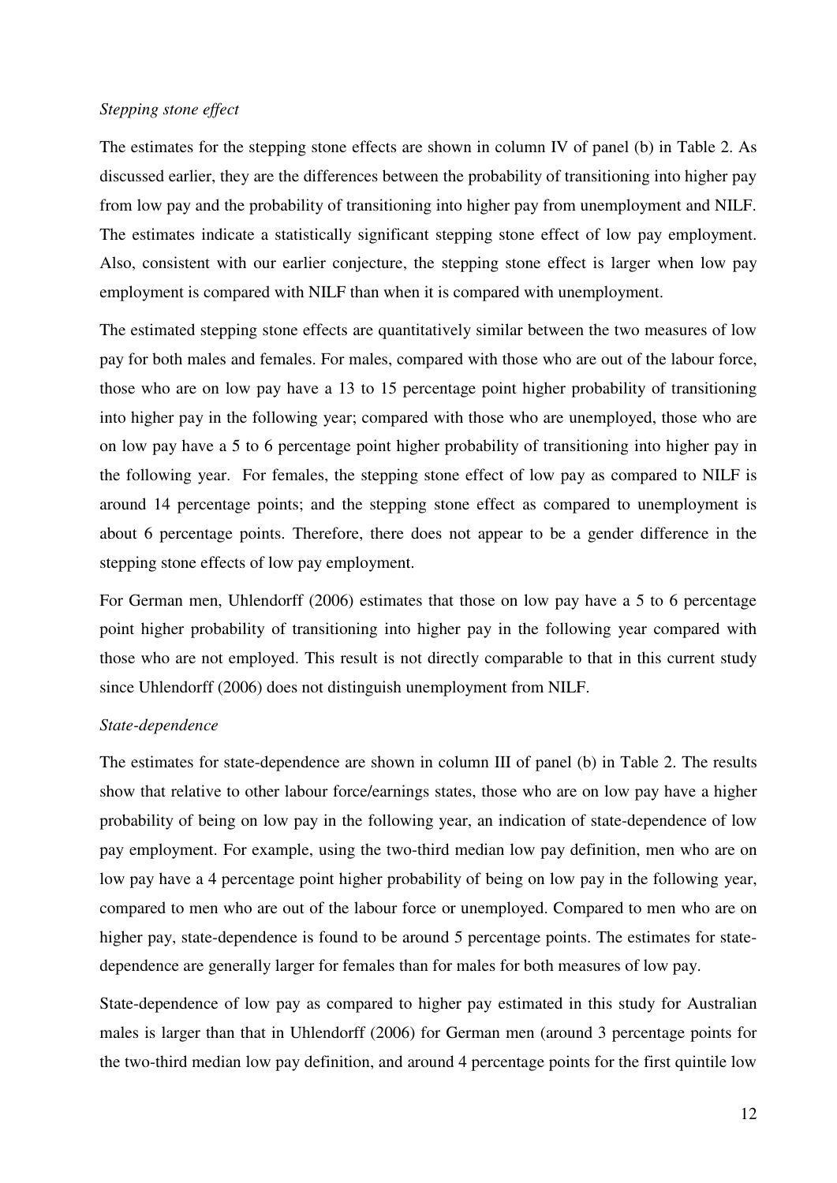*Stepping stone effect*

The estimates for the stepping stone effects are shown in column IV of panel (b) in Table 2. As discussed earlier, they are the differences between the probability of transitioning into higher pay from low pay and the probability of transitioning into higher pay from unemployment and NILF. The estimates indicate a statistically significant stepping stone effect of low pay employment. Also, consistent with our earlier conjecture, the stepping stone effect is larger when low pay employment is compared with NILF than when it is compared with unemployment.

The estimated stepping stone effects are quantitatively similar between the two measures of low pay for both males and females. For males, compared with those who are out of the labour force, those who are on low pay have a 13 to 15 percentage point higher probability of transitioning into higher pay in the following year; compared with those who are unemployed, those who are on low pay have a 5 to 6 percentage point higher probability of transitioning into higher pay in the following year. For females, the stepping stone effect of low pay as compared to NILF is around 14 percentage points; and the stepping stone effect as compared to unemployment is about 6 percentage points. Therefore, there does not appear to be a gender difference in the stepping stone effects of low pay employment.

For German men, Uhlendorff (2006) estimates that those on low pay have a 5 to 6 percentage point higher probability of transitioning into higher pay in the following year compared with those who are not employed. This result is not directly comparable to that in this current study since Uhlendorff (2006) does not distinguish unemployment from NILF.

*State-dependence*

The estimates for state-dependence are shown in column III of panel (b) in Table 2. The results show that relative to other labour force/earnings states, those who are on low pay have a higher probability of being on low pay in the following year, an indication of state-dependence of low pay employment. For example, using the two-third median low pay definition, men who are on low pay have a 4 percentage point higher probability of being on low pay in the following year, compared to men who are out of the labour force or unemployed. Compared to men who are on higher pay, state-dependence is found to be around 5 percentage points. The estimates for state-dependence are generally larger for females than for males for both measures of low pay.

State-dependence of low pay as compared to higher pay estimated in this study for Australian males is larger than that in Uhlendorff (2006) for German men (around 3 percentage points for the two-third median low pay definition, and around 4 percentage points for the first quintile low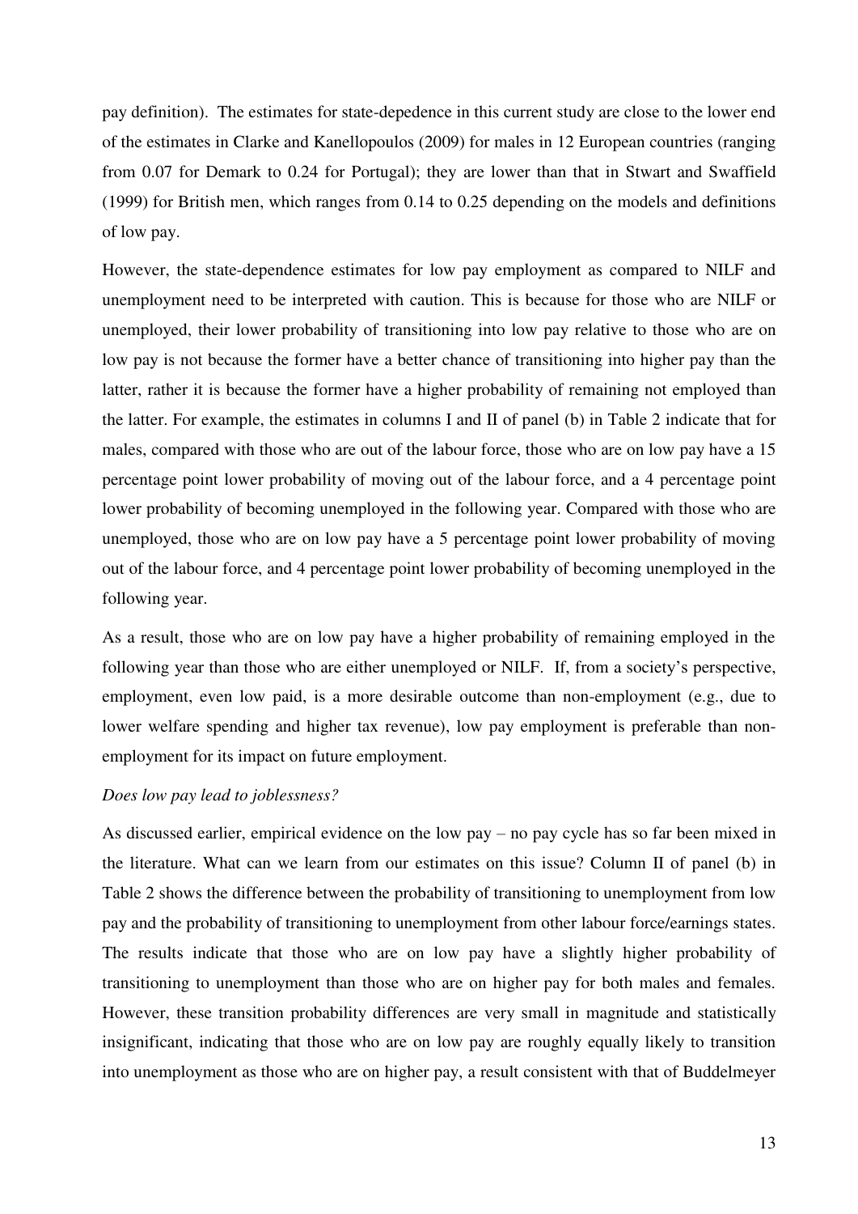pay definition). The estimates for state-depedence in this current study are close to the lower end of the estimates in Clarke and Kanellopoulos (2009) for males in 12 European countries (ranging from 0.07 for Demark to 0.24 for Portugal); they are lower than that in Stwart and Swaffield (1999) for British men, which ranges from 0.14 to 0.25 depending on the models and definitions of low pay.

However, the state-dependence estimates for low pay employment as compared to NILF and unemployment need to be interpreted with caution. This is because for those who are NILF or unemployed, their lower probability of transitioning into low pay relative to those who are on low pay is not because the former have a better chance of transitioning into higher pay than the latter, rather it is because the former have a higher probability of remaining not employed than the latter. For example, the estimates in columns I and II of panel (b) in Table 2 indicate that for males, compared with those who are out of the labour force, those who are on low pay have a 15 percentage point lower probability of moving out of the labour force, and a 4 percentage point lower probability of becoming unemployed in the following year. Compared with those who are unemployed, those who are on low pay have a 5 percentage point lower probability of moving out of the labour force, and 4 percentage point lower probability of becoming unemployed in the following year.

As a result, those who are on low pay have a higher probability of remaining employed in the following year than those who are either unemployed or NILF. If, from a society's perspective, employment, even low paid, is a more desirable outcome than non-employment (e.g., due to lower welfare spending and higher tax revenue), low pay employment is preferable than non-employment for its impact on future employment.

*Does low pay lead to joblessness?*

As discussed earlier, empirical evidence on the low pay – no pay cycle has so far been mixed in the literature. What can we learn from our estimates on this issue? Column II of panel (b) in Table 2 shows the difference between the probability of transitioning to unemployment from low pay and the probability of transitioning to unemployment from other labour force/earnings states. The results indicate that those who are on low pay have a slightly higher probability of transitioning to unemployment than those who are on higher pay for both males and females. However, these transition probability differences are very small in magnitude and statistically insignificant, indicating that those who are on low pay are roughly equally likely to transition into unemployment as those who are on higher pay, a result consistent with that of Buddelmeyer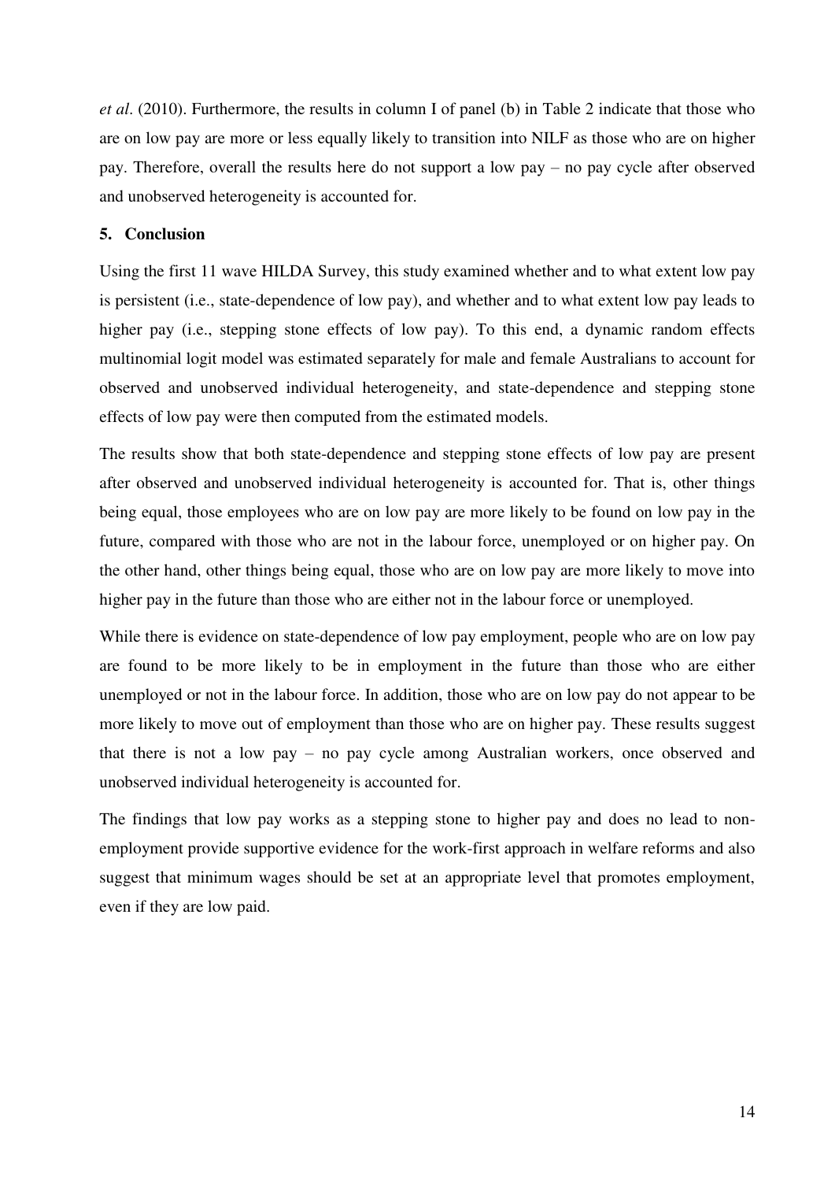*et al*. (2010). Furthermore, the results in column I of panel (b) in Table 2 indicate that those who are on low pay are more or less equally likely to transition into NILF as those who are on higher pay. Therefore, overall the results here do not support a low pay – no pay cycle after observed and unobserved heterogeneity is accounted for.

## 5. Conclusion

Using the first 11 wave HILDA Survey, this study examined whether and to what extent low pay is persistent (i.e., state-dependence of low pay), and whether and to what extent low pay leads to higher pay (i.e., stepping stone effects of low pay). To this end, a dynamic random effects multinomial logit model was estimated separately for male and female Australians to account for observed and unobserved individual heterogeneity, and state-dependence and stepping stone effects of low pay were then computed from the estimated models.

The results show that both state-dependence and stepping stone effects of low pay are present after observed and unobserved individual heterogeneity is accounted for. That is, other things being equal, those employees who are on low pay are more likely to be found on low pay in the future, compared with those who are not in the labour force, unemployed or on higher pay. On the other hand, other things being equal, those who are on low pay are more likely to move into higher pay in the future than those who are either not in the labour force or unemployed.

While there is evidence on state-dependence of low pay employment, people who are on low pay are found to be more likely to be in employment in the future than those who are either unemployed or not in the labour force. In addition, those who are on low pay do not appear to be more likely to move out of employment than those who are on higher pay. These results suggest that there is not a low pay – no pay cycle among Australian workers, once observed and unobserved individual heterogeneity is accounted for.

The findings that low pay works as a stepping stone to higher pay and does no lead to non-employment provide supportive evidence for the work-first approach in welfare reforms and also suggest that minimum wages should be set at an appropriate level that promotes employment, even if they are low paid.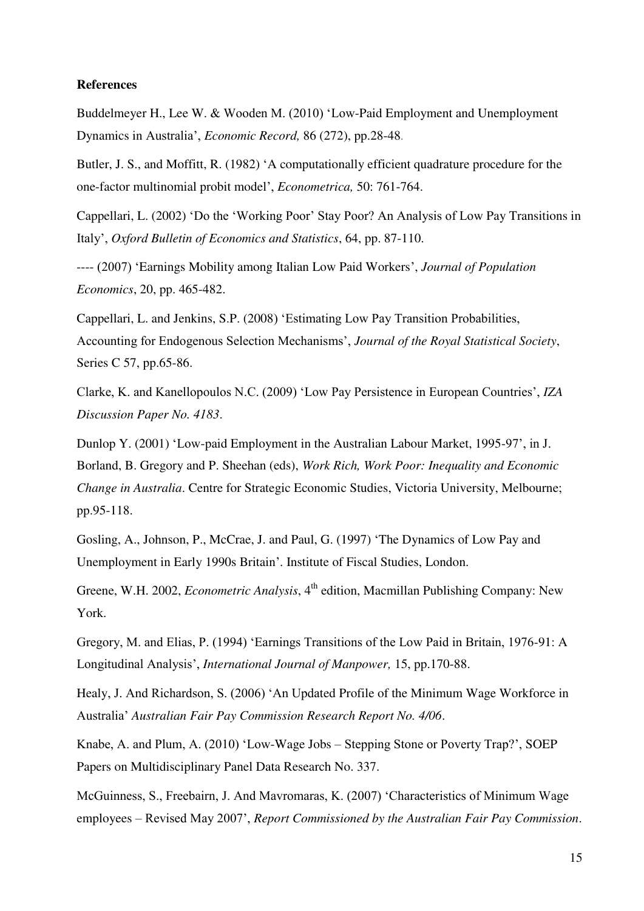**References**

Buddelmeyer H., Lee W. & Wooden M. (2010) 'Low-Paid Employment and Unemployment Dynamics in Australia', *Economic Record,* 86 (272), pp.28-48.

Butler, J. S., and Moffitt, R. (1982) 'A computationally efficient quadrature procedure for the one-factor multinomial probit model', *Econometrica,* 50: 761-764.

Cappellari, L. (2002) 'Do the 'Working Poor' Stay Poor? An Analysis of Low Pay Transitions in Italy', *Oxford Bulletin of Economics and Statistics*, 64, pp. 87-110.

---- (2007) 'Earnings Mobility among Italian Low Paid Workers', *Journal of Population Economics*, 20, pp. 465-482.

Cappellari, L. and Jenkins, S.P. (2008) 'Estimating Low Pay Transition Probabilities, Accounting for Endogenous Selection Mechanisms', *Journal of the Royal Statistical Society*, Series C 57, pp.65-86.

Clarke, K. and Kanellopoulos N.C. (2009) 'Low Pay Persistence in European Countries', *IZA Discussion Paper No. 4183*.

Dunlop Y. (2001) 'Low-paid Employment in the Australian Labour Market, 1995-97', in J. Borland, B. Gregory and P. Sheehan (eds), *Work Rich, Work Poor: Inequality and Economic Change in Australia*. Centre for Strategic Economic Studies, Victoria University, Melbourne; pp.95-118.

Gosling, A., Johnson, P., McCrae, J. and Paul, G. (1997) 'The Dynamics of Low Pay and Unemployment in Early 1990s Britain'. Institute of Fiscal Studies, London.

Greene, W.H. 2002, *Econometric Analysis*, 4th edition, Macmillan Publishing Company: New York.

Gregory, M. and Elias, P. (1994) 'Earnings Transitions of the Low Paid in Britain, 1976-91: A Longitudinal Analysis', *International Journal of Manpower,* 15, pp.170-88.

Healy, J. And Richardson, S. (2006) 'An Updated Profile of the Minimum Wage Workforce in Australia' *Australian Fair Pay Commission Research Report No. 4/06*.

Knabe, A. and Plum, A. (2010) 'Low-Wage Jobs – Stepping Stone or Poverty Trap?', SOEP Papers on Multidisciplinary Panel Data Research No. 337.

McGuinness, S., Freebairn, J. And Mavromaras, K. (2007) 'Characteristics of Minimum Wage employees – Revised May 2007', *Report Commissioned by the Australian Fair Pay Commission*.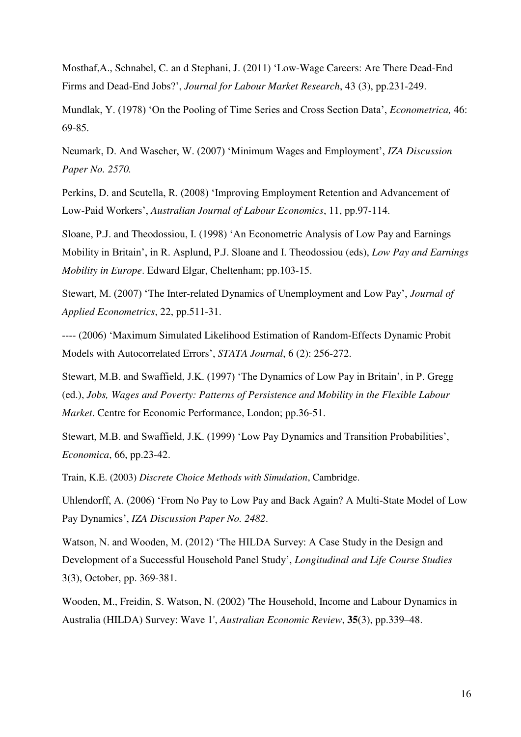Mosthaf,A., Schnabel, C. an d Stephani, J. (2011) 'Low-Wage Careers: Are There Dead-End Firms and Dead-End Jobs?', *Journal for Labour Market Research*, 43 (3), pp.231-249.

Mundlak, Y. (1978) 'On the Pooling of Time Series and Cross Section Data', *Econometrica,* 46: 69-85.

Neumark, D. And Wascher, W. (2007) 'Minimum Wages and Employment', *IZA Discussion Paper No. 2570.*

Perkins, D. and Scutella, R. (2008) 'Improving Employment Retention and Advancement of Low-Paid Workers', *Australian Journal of Labour Economics*, 11, pp.97-114.

Sloane, P.J. and Theodossiou, I. (1998) 'An Econometric Analysis of Low Pay and Earnings Mobility in Britain', in R. Asplund, P.J. Sloane and I. Theodossiou (eds), *Low Pay and Earnings Mobility in Europe*. Edward Elgar, Cheltenham; pp.103-15.

Stewart, M. (2007) 'The Inter-related Dynamics of Unemployment and Low Pay', *Journal of Applied Econometrics*, 22, pp.511-31.

---- (2006) 'Maximum Simulated Likelihood Estimation of Random-Effects Dynamic Probit Models with Autocorrelated Errors', *STATA Journal*, 6 (2): 256-272.

Stewart, M.B. and Swaffield, J.K. (1997) 'The Dynamics of Low Pay in Britain', in P. Gregg (ed.), *Jobs, Wages and Poverty: Patterns of Persistence and Mobility in the Flexible Labour Market*. Centre for Economic Performance, London; pp.36-51.

Stewart, M.B. and Swaffield, J.K. (1999) 'Low Pay Dynamics and Transition Probabilities', *Economica*, 66, pp.23-42.

Train, K.E. (2003) *Discrete Choice Methods with Simulation*, Cambridge.

Uhlendorff, A. (2006) 'From No Pay to Low Pay and Back Again? A Multi-State Model of Low Pay Dynamics', *IZA Discussion Paper No. 2482*.

Watson, N. and Wooden, M. (2012) 'The HILDA Survey: A Case Study in the Design and Development of a Successful Household Panel Study', *Longitudinal and Life Course Studies* 3(3), October, pp. 369-381.

Wooden, M., Freidin, S. Watson, N. (2002) 'The Household, Income and Labour Dynamics in Australia (HILDA) Survey: Wave 1', *Australian Economic Review*, **35**(3), pp.339–48.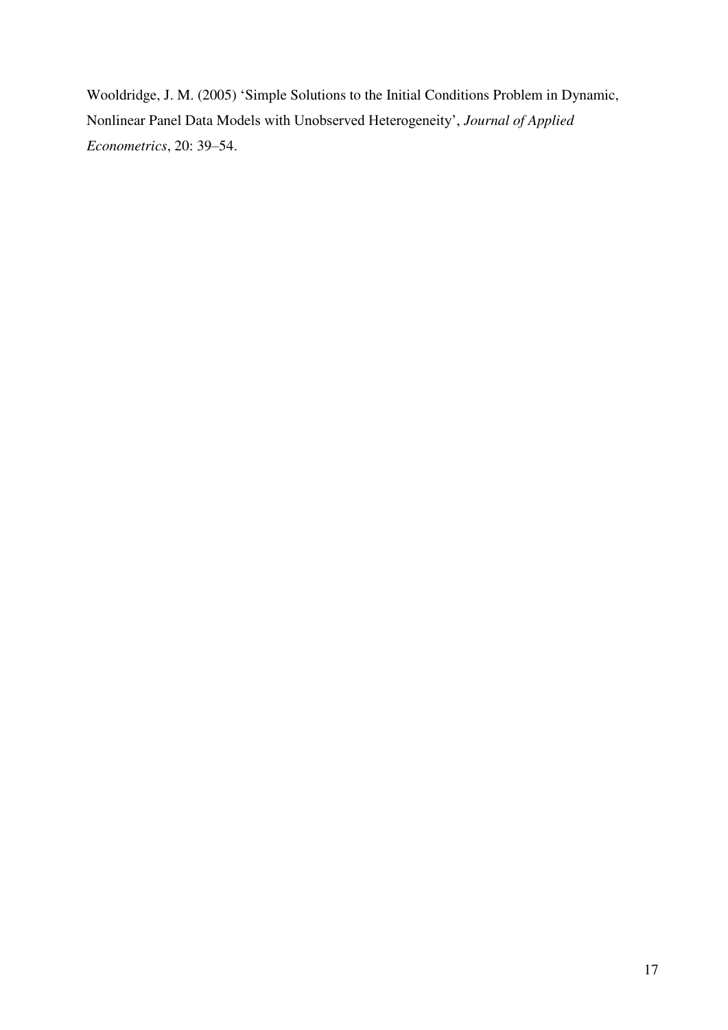Wooldridge, J. M. (2005) 'Simple Solutions to the Initial Conditions Problem in Dynamic, Nonlinear Panel Data Models with Unobserved Heterogeneity', *Journal of Applied Econometrics*, 20: 39–54.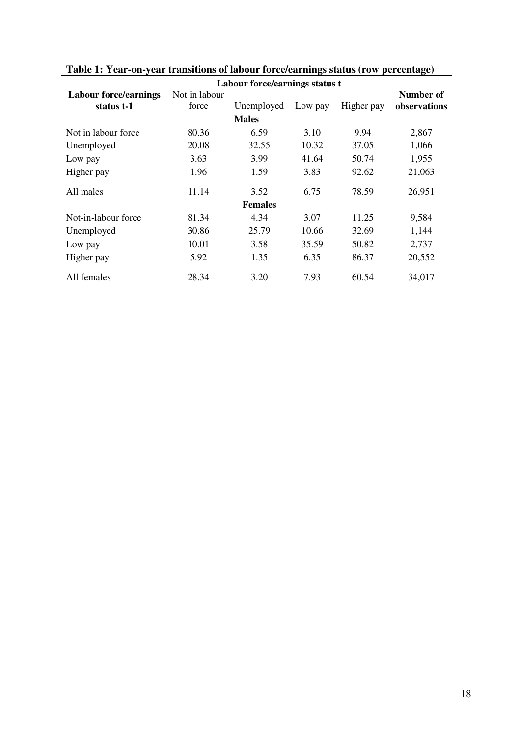**Table 1: Year-on-year transitions of labour force/earnings status (row percentage)**

| Labour force/earnings status t-1 | Labour force/earnings status t | | | | Number of observations |
|---|---|---|---|---|---|
| | Not in labour force | Unemployed | Low pay | Higher pay | |
| **Males** | | | | | |
| Not in labour force | 80.36 | 6.59 | 3.10 | 9.94 | 2,867 |
| Unemployed | 20.08 | 32.55 | 10.32 | 37.05 | 1,066 |
| Low pay | 3.63 | 3.99 | 41.64 | 50.74 | 1,955 |
| Higher pay | 1.96 | 1.59 | 3.83 | 92.62 | 21,063 |
| All males | 11.14 | 3.52 | 6.75 | 78.59 | 26,951 |
| **Females** | | | | | |
| Not-in-labour force | 81.34 | 4.34 | 3.07 | 11.25 | 9,584 |
| Unemployed | 30.86 | 25.79 | 10.66 | 32.69 | 1,144 |
| Low pay | 10.01 | 3.58 | 35.59 | 50.82 | 2,737 |
| Higher pay | 5.92 | 1.35 | 6.35 | 86.37 | 20,552 |
| All females | 28.34 | 3.20 | 7.93 | 60.54 | 34,017 |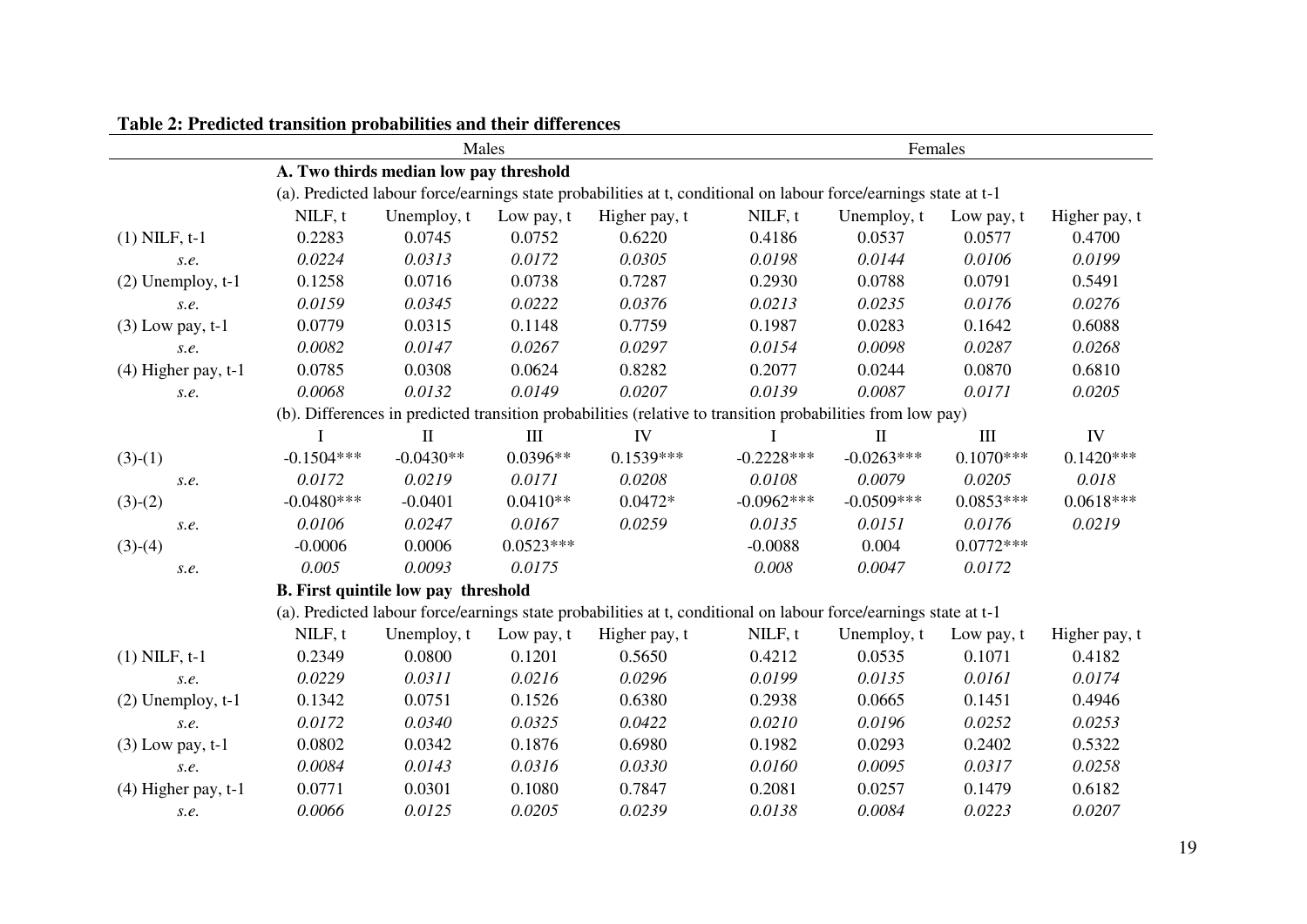**Table 2: Predicted transition probabilities and their differences**

| | Males | | | | Females | | | |
|---|---|---|---|---|---|---|---|---|
| | **A. Two thirds median low pay threshold** | | | | | | | |
| | (a). Predicted labour force/earnings state probabilities at t, conditional on labour force/earnings state at t-1 | | | | | | | |
| | NILF, t | Unemploy, t | Low pay, t | Higher pay, t | NILF, t | Unemploy, t | Low pay, t | Higher pay, t |
| (1) NILF, t-1 | 0.2283 | 0.0745 | 0.0752 | 0.6220 | 0.4186 | 0.0537 | 0.0577 | 0.4700 |
| *s.e.* | *0.0224* | *0.0313* | *0.0172* | *0.0305* | *0.0198* | *0.0144* | *0.0106* | *0.0199* |
| (2) Unemploy, t-1 | 0.1258 | 0.0716 | 0.0738 | 0.7287 | 0.2930 | 0.0788 | 0.0791 | 0.5491 |
| *s.e.* | *0.0159* | *0.0345* | *0.0222* | *0.0376* | *0.0213* | *0.0235* | *0.0176* | *0.0276* |
| (3) Low pay, t-1 | 0.0779 | 0.0315 | 0.1148 | 0.7759 | 0.1987 | 0.0283 | 0.1642 | 0.6088 |
| *s.e.* | *0.0082* | *0.0147* | *0.0267* | *0.0297* | *0.0154* | *0.0098* | *0.0287* | *0.0268* |
| (4) Higher pay, t-1 | 0.0785 | 0.0308 | 0.0624 | 0.8282 | 0.2077 | 0.0244 | 0.0870 | 0.6810 |
| *s.e.* | *0.0068* | *0.0132* | *0.0149* | *0.0207* | *0.0139* | *0.0087* | *0.0171* | *0.0205* |
| | (b). Differences in predicted transition probabilities (relative to transition probabilities from low pay) | | | | | | | |
| | I | II | III | IV | I | II | III | IV |
| (3)-(1) | -0.1504*** | -0.0430** | 0.0396** | 0.1539*** | -0.2228*** | -0.0263*** | 0.1070*** | 0.1420*** |
| *s.e.* | *0.0172* | *0.0219* | *0.0171* | *0.0208* | *0.0108* | *0.0079* | *0.0205* | *0.018* |
| (3)-(2) | -0.0480*** | -0.0401 | 0.0410** | 0.0472* | -0.0962*** | -0.0509*** | 0.0853*** | 0.0618*** |
| *s.e.* | *0.0106* | *0.0247* | *0.0167* | *0.0259* | *0.0135* | *0.0151* | *0.0176* | *0.0219* |
| (3)-(4) | -0.0006 | 0.0006 | 0.0523*** | | -0.0088 | 0.004 | 0.0772*** | |
| *s.e.* | *0.005* | *0.0093* | *0.0175* | | *0.008* | *0.0047* | *0.0172* | |
| | **B. First quintile low pay threshold** | | | | | | | |
| | (a). Predicted labour force/earnings state probabilities at t, conditional on labour force/earnings state at t-1 | | | | | | | |
| | NILF, t | Unemploy, t | Low pay, t | Higher pay, t | NILF, t | Unemploy, t | Low pay, t | Higher pay, t |
| (1) NILF, t-1 | 0.2349 | 0.0800 | 0.1201 | 0.5650 | 0.4212 | 0.0535 | 0.1071 | 0.4182 |
| *s.e.* | *0.0229* | *0.0311* | *0.0216* | *0.0296* | *0.0199* | *0.0135* | *0.0161* | *0.0174* |
| (2) Unemploy, t-1 | 0.1342 | 0.0751 | 0.1526 | 0.6380 | 0.2938 | 0.0665 | 0.1451 | 0.4946 |
| *s.e.* | *0.0172* | *0.0340* | *0.0325* | *0.0422* | *0.0210* | *0.0196* | *0.0252* | *0.0253* |
| (3) Low pay, t-1 | 0.0802 | 0.0342 | 0.1876 | 0.6980 | 0.1982 | 0.0293 | 0.2402 | 0.5322 |
| *s.e.* | *0.0084* | *0.0143* | *0.0316* | *0.0330* | *0.0160* | *0.0095* | *0.0317* | *0.0258* |
| (4) Higher pay, t-1 | 0.0771 | 0.0301 | 0.1080 | 0.7847 | 0.2081 | 0.0257 | 0.1479 | 0.6182 |
| *s.e.* | *0.0066* | *0.0125* | *0.0205* | *0.0239* | *0.0138* | *0.0084* | *0.0223* | *0.0207* |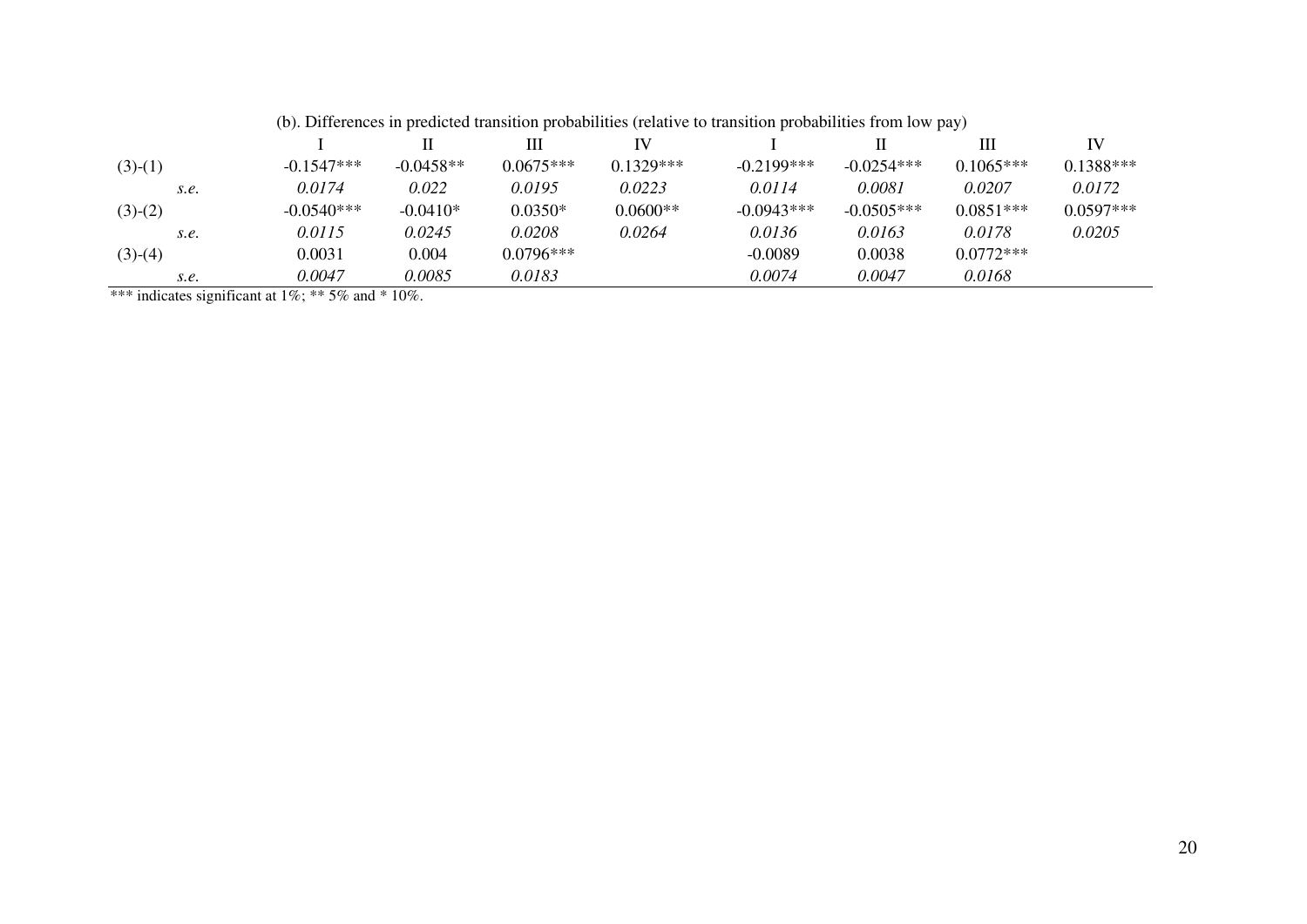| | | (b). Differences in predicted transition probabilities (relative to transition probabilities from low pay) | | | | | | | |
|---|---|---|---|---|---|---|---|---|---|
| | | I | II | III | IV | I | II | III | IV |
| (3)-(1) | | -0.1547*** | -0.0458** | 0.0675*** | 0.1329*** | -0.2199*** | -0.0254*** | 0.1065*** | 0.1388*** |
| | *s.e.* | *0.0174* | *0.022* | *0.0195* | *0.0223* | *0.0114* | *0.0081* | *0.0207* | *0.0172* |
| (3)-(2) | | -0.0540*** | -0.0410* | 0.0350* | 0.0600** | -0.0943*** | -0.0505*** | 0.0851*** | 0.0597*** |
| | *s.e.* | *0.0115* | *0.0245* | *0.0208* | *0.0264* | *0.0136* | *0.0163* | *0.0178* | *0.0205* |
| (3)-(4) | | 0.0031 | 0.004 | 0.0796*** | | -0.0089 | 0.0038 | 0.0772*** | |
| | *s.e.* | *0.0047* | *0.0085* | *0.0183* | | *0.0074* | *0.0047* | *0.0168* | |

*** indicates significant at 1%; ** 5% and * 10%.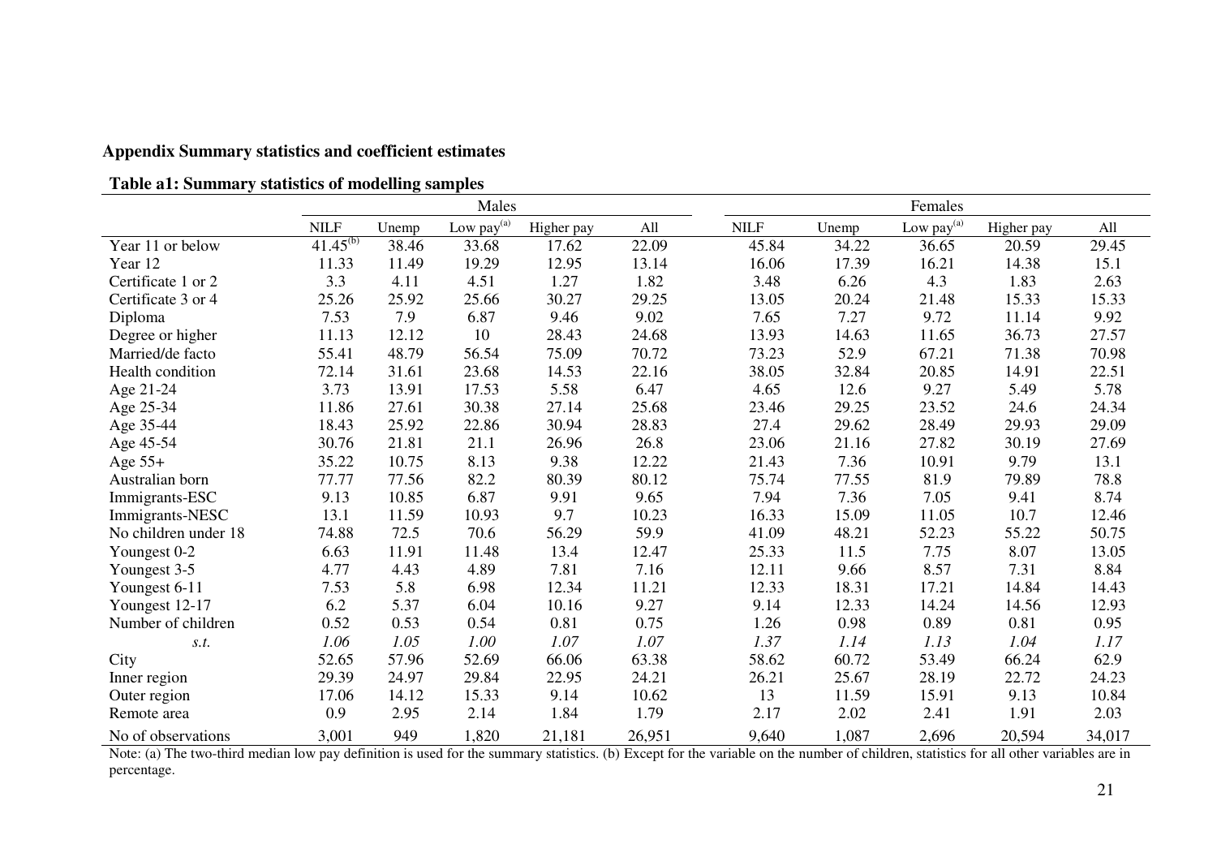**Appendix Summary statistics and coefficient estimates**

**Table a1: Summary statistics of modelling samples**

| | Males | | | | | Females | | | | |
|---|---|---|---|---|---|---|---|---|---|---|
| | NILF | Unemp | Low pay[(a)] | Higher pay | All | NILF | Unemp | Low pay[(a)] | Higher pay | All |
| Year 11 or below | 41.45[(b)] | 38.46 | 33.68 | 17.62 | 22.09 | 45.84 | 34.22 | 36.65 | 20.59 | 29.45 |
| Year 12 | 11.33 | 11.49 | 19.29 | 12.95 | 13.14 | 16.06 | 17.39 | 16.21 | 14.38 | 15.1 |
| Certificate 1 or 2 | 3.3 | 4.11 | 4.51 | 1.27 | 1.82 | 3.48 | 6.26 | 4.3 | 1.83 | 2.63 |
| Certificate 3 or 4 | 25.26 | 25.92 | 25.66 | 30.27 | 29.25 | 13.05 | 20.24 | 21.48 | 15.33 | 15.33 |
| Diploma | 7.53 | 7.9 | 6.87 | 9.46 | 9.02 | 7.65 | 7.27 | 9.72 | 11.14 | 9.92 |
| Degree or higher | 11.13 | 12.12 | 10 | 28.43 | 24.68 | 13.93 | 14.63 | 11.65 | 36.73 | 27.57 |
| Married/de facto | 55.41 | 48.79 | 56.54 | 75.09 | 70.72 | 73.23 | 52.9 | 67.21 | 71.38 | 70.98 |
| Health condition | 72.14 | 31.61 | 23.68 | 14.53 | 22.16 | 38.05 | 32.84 | 20.85 | 14.91 | 22.51 |
| Age 21-24 | 3.73 | 13.91 | 17.53 | 5.58 | 6.47 | 4.65 | 12.6 | 9.27 | 5.49 | 5.78 |
| Age 25-34 | 11.86 | 27.61 | 30.38 | 27.14 | 25.68 | 23.46 | 29.25 | 23.52 | 24.6 | 24.34 |
| Age 35-44 | 18.43 | 25.92 | 22.86 | 30.94 | 28.83 | 27.4 | 29.62 | 28.49 | 29.93 | 29.09 |
| Age 45-54 | 30.76 | 21.81 | 21.1 | 26.96 | 26.8 | 23.06 | 21.16 | 27.82 | 30.19 | 27.69 |
| Age 55+ | 35.22 | 10.75 | 8.13 | 9.38 | 12.22 | 21.43 | 7.36 | 10.91 | 9.79 | 13.1 |
| Australian born | 77.77 | 77.56 | 82.2 | 80.39 | 80.12 | 75.74 | 77.55 | 81.9 | 79.89 | 78.8 |
| Immigrants-ESC | 9.13 | 10.85 | 6.87 | 9.91 | 9.65 | 7.94 | 7.36 | 7.05 | 9.41 | 8.74 |
| Immigrants-NESC | 13.1 | 11.59 | 10.93 | 9.7 | 10.23 | 16.33 | 15.09 | 11.05 | 10.7 | 12.46 |
| No children under 18 | 74.88 | 72.5 | 70.6 | 56.29 | 59.9 | 41.09 | 48.21 | 52.23 | 55.22 | 50.75 |
| Youngest 0-2 | 6.63 | 11.91 | 11.48 | 13.4 | 12.47 | 25.33 | 11.5 | 7.75 | 8.07 | 13.05 |
| Youngest 3-5 | 4.77 | 4.43 | 4.89 | 7.81 | 7.16 | 12.11 | 9.66 | 8.57 | 7.31 | 8.84 |
| Youngest 6-11 | 7.53 | 5.8 | 6.98 | 12.34 | 11.21 | 12.33 | 18.31 | 17.21 | 14.84 | 14.43 |
| Youngest 12-17 | 6.2 | 5.37 | 6.04 | 10.16 | 9.27 | 9.14 | 12.33 | 14.24 | 14.56 | 12.93 |
| Number of children | 0.52 | 0.53 | 0.54 | 0.81 | 0.75 | 1.26 | 0.98 | 0.89 | 0.81 | 0.95 |
| *s.t.* | *1.06* | *1.05* | *1.00* | *1.07* | *1.07* | *1.37* | *1.14* | *1.13* | *1.04* | *1.17* |
| City | 52.65 | 57.96 | 52.69 | 66.06 | 63.38 | 58.62 | 60.72 | 53.49 | 66.24 | 62.9 |
| Inner region | 29.39 | 24.97 | 29.84 | 22.95 | 24.21 | 26.21 | 25.67 | 28.19 | 22.72 | 24.23 |
| Outer region | 17.06 | 14.12 | 15.33 | 9.14 | 10.62 | 13 | 11.59 | 15.91 | 9.13 | 10.84 |
| Remote area | 0.9 | 2.95 | 2.14 | 1.84 | 1.79 | 2.17 | 2.02 | 2.41 | 1.91 | 2.03 |
| No of observations | 3,001 | 949 | 1,820 | 21,181 | 26,951 | 9,640 | 1,087 | 2,696 | 20,594 | 34,017 |

Note: (a) The two-third median low pay definition is used for the summary statistics. (b) Except for the variable on the number of children, statistics for all other variables are in percentage.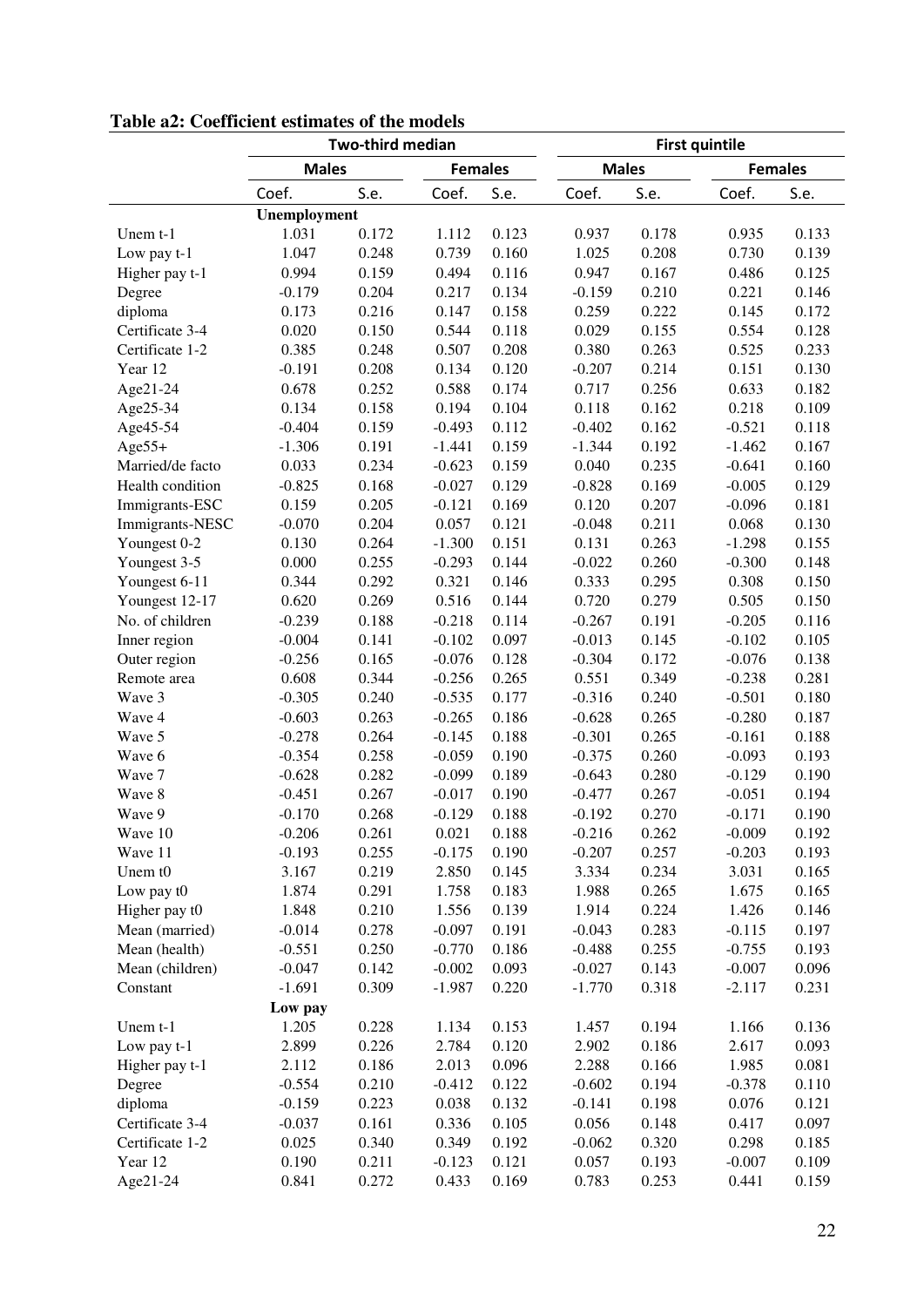**Table a2: Coefficient estimates of the models**

| | Two-third median | | | | First quintile | | | |
|---|---|---|---|---|---|---|---|---|
| | Males | | Females | | Males | | Females | |
| | Coef. | S.e. | Coef. | S.e. | Coef. | S.e. | Coef. | S.e. |
| **Unemployment** | | | | | | | | |
| Unem t-1 | 1.031 | 0.172 | 1.112 | 0.123 | 0.937 | 0.178 | 0.935 | 0.133 |
| Low pay t-1 | 1.047 | 0.248 | 0.739 | 0.160 | 1.025 | 0.208 | 0.730 | 0.139 |
| Higher pay t-1 | 0.994 | 0.159 | 0.494 | 0.116 | 0.947 | 0.167 | 0.486 | 0.125 |
| Degree | -0.179 | 0.204 | 0.217 | 0.134 | -0.159 | 0.210 | 0.221 | 0.146 |
| diploma | 0.173 | 0.216 | 0.147 | 0.158 | 0.259 | 0.222 | 0.145 | 0.172 |
| Certificate 3-4 | 0.020 | 0.150 | 0.544 | 0.118 | 0.029 | 0.155 | 0.554 | 0.128 |
| Certificate 1-2 | 0.385 | 0.248 | 0.507 | 0.208 | 0.380 | 0.263 | 0.525 | 0.233 |
| Year 12 | -0.191 | 0.208 | 0.134 | 0.120 | -0.207 | 0.214 | 0.151 | 0.130 |
| Age21-24 | 0.678 | 0.252 | 0.588 | 0.174 | 0.717 | 0.256 | 0.633 | 0.182 |
| Age25-34 | 0.134 | 0.158 | 0.194 | 0.104 | 0.118 | 0.162 | 0.218 | 0.109 |
| Age45-54 | -0.404 | 0.159 | -0.493 | 0.112 | -0.402 | 0.162 | -0.521 | 0.118 |
| Age55+ | -1.306 | 0.191 | -1.441 | 0.159 | -1.344 | 0.192 | -1.462 | 0.167 |
| Married/de facto | 0.033 | 0.234 | -0.623 | 0.159 | 0.040 | 0.235 | -0.641 | 0.160 |
| Health condition | -0.825 | 0.168 | -0.027 | 0.129 | -0.828 | 0.169 | -0.005 | 0.129 |
| Immigrants-ESC | 0.159 | 0.205 | -0.121 | 0.169 | 0.120 | 0.207 | -0.096 | 0.181 |
| Immigrants-NESC | -0.070 | 0.204 | 0.057 | 0.121 | -0.048 | 0.211 | 0.068 | 0.130 |
| Youngest 0-2 | 0.130 | 0.264 | -1.300 | 0.151 | 0.131 | 0.263 | -1.298 | 0.155 |
| Youngest 3-5 | 0.000 | 0.255 | -0.293 | 0.144 | -0.022 | 0.260 | -0.300 | 0.148 |
| Youngest 6-11 | 0.344 | 0.292 | 0.321 | 0.146 | 0.333 | 0.295 | 0.308 | 0.150 |
| Youngest 12-17 | 0.620 | 0.269 | 0.516 | 0.144 | 0.720 | 0.279 | 0.505 | 0.150 |
| No. of children | -0.239 | 0.188 | -0.218 | 0.114 | -0.267 | 0.191 | -0.205 | 0.116 |
| Inner region | -0.004 | 0.141 | -0.102 | 0.097 | -0.013 | 0.145 | -0.102 | 0.105 |
| Outer region | -0.256 | 0.165 | -0.076 | 0.128 | -0.304 | 0.172 | -0.076 | 0.138 |
| Remote area | 0.608 | 0.344 | -0.256 | 0.265 | 0.551 | 0.349 | -0.238 | 0.281 |
| Wave 3 | -0.305 | 0.240 | -0.535 | 0.177 | -0.316 | 0.240 | -0.501 | 0.180 |
| Wave 4 | -0.603 | 0.263 | -0.265 | 0.186 | -0.628 | 0.265 | -0.280 | 0.187 |
| Wave 5 | -0.278 | 0.264 | -0.145 | 0.188 | -0.301 | 0.265 | -0.161 | 0.188 |
| Wave 6 | -0.354 | 0.258 | -0.059 | 0.190 | -0.375 | 0.260 | -0.093 | 0.193 |
| Wave 7 | -0.628 | 0.282 | -0.099 | 0.189 | -0.643 | 0.280 | -0.129 | 0.190 |
| Wave 8 | -0.451 | 0.267 | -0.017 | 0.190 | -0.477 | 0.267 | -0.051 | 0.194 |
| Wave 9 | -0.170 | 0.268 | -0.129 | 0.188 | -0.192 | 0.270 | -0.171 | 0.190 |
| Wave 10 | -0.206 | 0.261 | 0.021 | 0.188 | -0.216 | 0.262 | -0.009 | 0.192 |
| Wave 11 | -0.193 | 0.255 | -0.175 | 0.190 | -0.207 | 0.257 | -0.203 | 0.193 |
| Unem t0 | 3.167 | 0.219 | 2.850 | 0.145 | 3.334 | 0.234 | 3.031 | 0.165 |
| Low pay t0 | 1.874 | 0.291 | 1.758 | 0.183 | 1.988 | 0.265 | 1.675 | 0.165 |
| Higher pay t0 | 1.848 | 0.210 | 1.556 | 0.139 | 1.914 | 0.224 | 1.426 | 0.146 |
| Mean (married) | -0.014 | 0.278 | -0.097 | 0.191 | -0.043 | 0.283 | -0.115 | 0.197 |
| Mean (health) | -0.551 | 0.250 | -0.770 | 0.186 | -0.488 | 0.255 | -0.755 | 0.193 |
| Mean (children) | -0.047 | 0.142 | -0.002 | 0.093 | -0.027 | 0.143 | -0.007 | 0.096 |
| Constant | -1.691 | 0.309 | -1.987 | 0.220 | -1.770 | 0.318 | -2.117 | 0.231 |
| **Low pay** | | | | | | | | |
| Unem t-1 | 1.205 | 0.228 | 1.134 | 0.153 | 1.457 | 0.194 | 1.166 | 0.136 |
| Low pay t-1 | 2.899 | 0.226 | 2.784 | 0.120 | 2.902 | 0.186 | 2.617 | 0.093 |
| Higher pay t-1 | 2.112 | 0.186 | 2.013 | 0.096 | 2.288 | 0.166 | 1.985 | 0.081 |
| Degree | -0.554 | 0.210 | -0.412 | 0.122 | -0.602 | 0.194 | -0.378 | 0.110 |
| diploma | -0.159 | 0.223 | 0.038 | 0.132 | -0.141 | 0.198 | 0.076 | 0.121 |
| Certificate 3-4 | -0.037 | 0.161 | 0.336 | 0.105 | 0.056 | 0.148 | 0.417 | 0.097 |
| Certificate 1-2 | 0.025 | 0.340 | 0.349 | 0.192 | -0.062 | 0.320 | 0.298 | 0.185 |
| Year 12 | 0.190 | 0.211 | -0.123 | 0.121 | 0.057 | 0.193 | -0.007 | 0.109 |
| Age21-24 | 0.841 | 0.272 | 0.433 | 0.169 | 0.783 | 0.253 | 0.441 | 0.159 |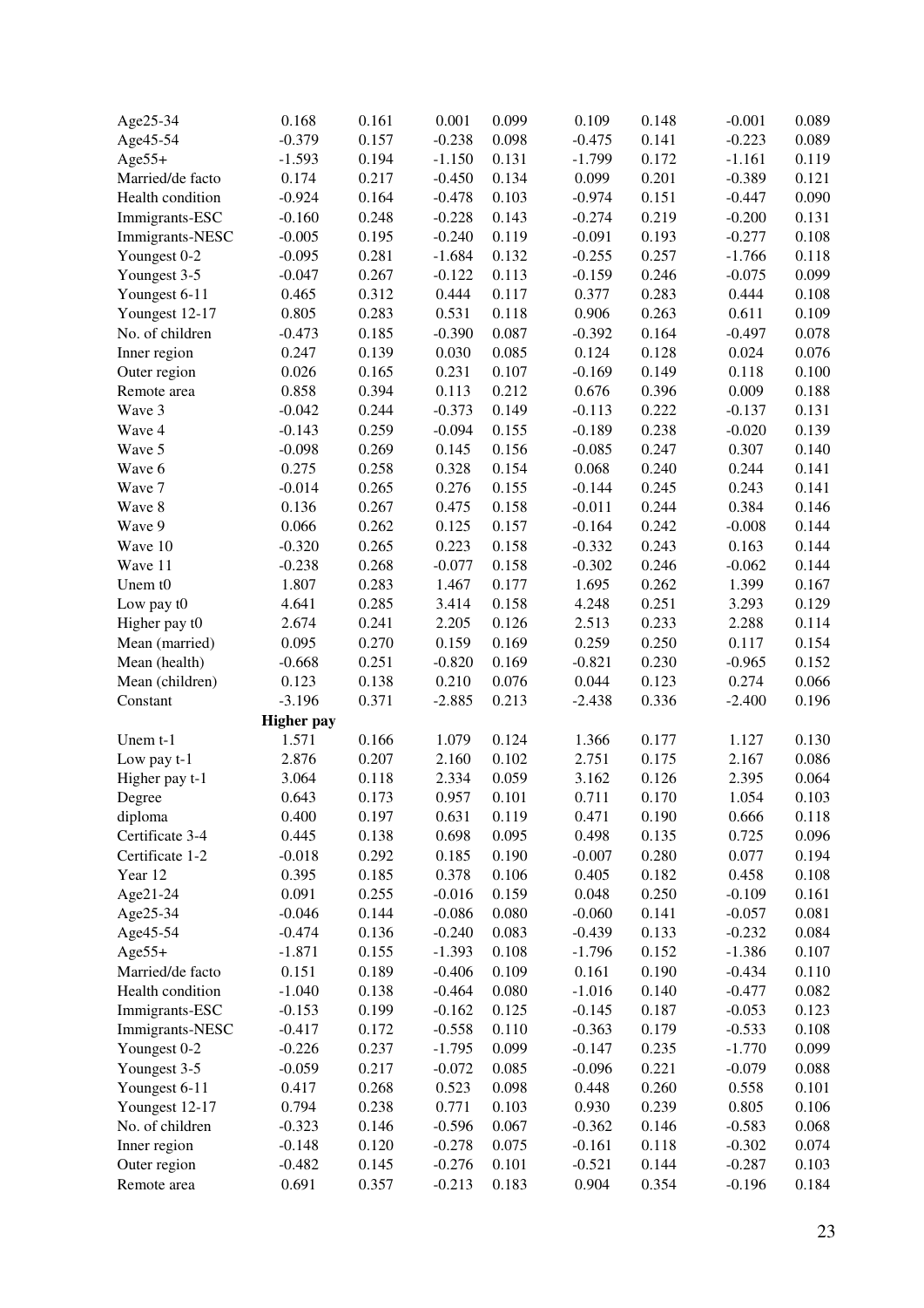| | | | | | | | | |
|---|---|---|---|---|---|---|---|---|
| Age25-34 | 0.168 | 0.161 | 0.001 | 0.099 | 0.109 | 0.148 | -0.001 | 0.089 |
| Age45-54 | -0.379 | 0.157 | -0.238 | 0.098 | -0.475 | 0.141 | -0.223 | 0.089 |
| Age55+ | -1.593 | 0.194 | -1.150 | 0.131 | -1.799 | 0.172 | -1.161 | 0.119 |
| Married/de facto | 0.174 | 0.217 | -0.450 | 0.134 | 0.099 | 0.201 | -0.389 | 0.121 |
| Health condition | -0.924 | 0.164 | -0.478 | 0.103 | -0.974 | 0.151 | -0.447 | 0.090 |
| Immigrants-ESC | -0.160 | 0.248 | -0.228 | 0.143 | -0.274 | 0.219 | -0.200 | 0.131 |
| Immigrants-NESC | -0.005 | 0.195 | -0.240 | 0.119 | -0.091 | 0.193 | -0.277 | 0.108 |
| Youngest 0-2 | -0.095 | 0.281 | -1.684 | 0.132 | -0.255 | 0.257 | -1.766 | 0.118 |
| Youngest 3-5 | -0.047 | 0.267 | -0.122 | 0.113 | -0.159 | 0.246 | -0.075 | 0.099 |
| Youngest 6-11 | 0.465 | 0.312 | 0.444 | 0.117 | 0.377 | 0.283 | 0.444 | 0.108 |
| Youngest 12-17 | 0.805 | 0.283 | 0.531 | 0.118 | 0.906 | 0.263 | 0.611 | 0.109 |
| No. of children | -0.473 | 0.185 | -0.390 | 0.087 | -0.392 | 0.164 | -0.497 | 0.078 |
| Inner region | 0.247 | 0.139 | 0.030 | 0.085 | 0.124 | 0.128 | 0.024 | 0.076 |
| Outer region | 0.026 | 0.165 | 0.231 | 0.107 | -0.169 | 0.149 | 0.118 | 0.100 |
| Remote area | 0.858 | 0.394 | 0.113 | 0.212 | 0.676 | 0.396 | 0.009 | 0.188 |
| Wave 3 | -0.042 | 0.244 | -0.373 | 0.149 | -0.113 | 0.222 | -0.137 | 0.131 |
| Wave 4 | -0.143 | 0.259 | -0.094 | 0.155 | -0.189 | 0.238 | -0.020 | 0.139 |
| Wave 5 | -0.098 | 0.269 | 0.145 | 0.156 | -0.085 | 0.247 | 0.307 | 0.140 |
| Wave 6 | 0.275 | 0.258 | 0.328 | 0.154 | 0.068 | 0.240 | 0.244 | 0.141 |
| Wave 7 | -0.014 | 0.265 | 0.276 | 0.155 | -0.144 | 0.245 | 0.243 | 0.141 |
| Wave 8 | 0.136 | 0.267 | 0.475 | 0.158 | -0.011 | 0.244 | 0.384 | 0.146 |
| Wave 9 | 0.066 | 0.262 | 0.125 | 0.157 | -0.164 | 0.242 | -0.008 | 0.144 |
| Wave 10 | -0.320 | 0.265 | 0.223 | 0.158 | -0.332 | 0.243 | 0.163 | 0.144 |
| Wave 11 | -0.238 | 0.268 | -0.077 | 0.158 | -0.302 | 0.246 | -0.062 | 0.144 |
| Unem t0 | 1.807 | 0.283 | 1.467 | 0.177 | 1.695 | 0.262 | 1.399 | 0.167 |
| Low pay t0 | 4.641 | 0.285 | 3.414 | 0.158 | 4.248 | 0.251 | 3.293 | 0.129 |
| Higher pay t0 | 2.674 | 0.241 | 2.205 | 0.126 | 2.513 | 0.233 | 2.288 | 0.114 |
| Mean (married) | 0.095 | 0.270 | 0.159 | 0.169 | 0.259 | 0.250 | 0.117 | 0.154 |
| Mean (health) | -0.668 | 0.251 | -0.820 | 0.169 | -0.821 | 0.230 | -0.965 | 0.152 |
| Mean (children) | 0.123 | 0.138 | 0.210 | 0.076 | 0.044 | 0.123 | 0.274 | 0.066 |
| Constant | -3.196 | 0.371 | -2.885 | 0.213 | -2.438 | 0.336 | -2.400 | 0.196 |
| | **Higher pay** | | | | | | | |
| Unem t-1 | 1.571 | 0.166 | 1.079 | 0.124 | 1.366 | 0.177 | 1.127 | 0.130 |
| Low pay t-1 | 2.876 | 0.207 | 2.160 | 0.102 | 2.751 | 0.175 | 2.167 | 0.086 |
| Higher pay t-1 | 3.064 | 0.118 | 2.334 | 0.059 | 3.162 | 0.126 | 2.395 | 0.064 |
| Degree | 0.643 | 0.173 | 0.957 | 0.101 | 0.711 | 0.170 | 1.054 | 0.103 |
| diploma | 0.400 | 0.197 | 0.631 | 0.119 | 0.471 | 0.190 | 0.666 | 0.118 |
| Certificate 3-4 | 0.445 | 0.138 | 0.698 | 0.095 | 0.498 | 0.135 | 0.725 | 0.096 |
| Certificate 1-2 | -0.018 | 0.292 | 0.185 | 0.190 | -0.007 | 0.280 | 0.077 | 0.194 |
| Year 12 | 0.395 | 0.185 | 0.378 | 0.106 | 0.405 | 0.182 | 0.458 | 0.108 |
| Age21-24 | 0.091 | 0.255 | -0.016 | 0.159 | 0.048 | 0.250 | -0.109 | 0.161 |
| Age25-34 | -0.046 | 0.144 | -0.086 | 0.080 | -0.060 | 0.141 | -0.057 | 0.081 |
| Age45-54 | -0.474 | 0.136 | -0.240 | 0.083 | -0.439 | 0.133 | -0.232 | 0.084 |
| Age55+ | -1.871 | 0.155 | -1.393 | 0.108 | -1.796 | 0.152 | -1.386 | 0.107 |
| Married/de facto | 0.151 | 0.189 | -0.406 | 0.109 | 0.161 | 0.190 | -0.434 | 0.110 |
| Health condition | -1.040 | 0.138 | -0.464 | 0.080 | -1.016 | 0.140 | -0.477 | 0.082 |
| Immigrants-ESC | -0.153 | 0.199 | -0.162 | 0.125 | -0.145 | 0.187 | -0.053 | 0.123 |
| Immigrants-NESC | -0.417 | 0.172 | -0.558 | 0.110 | -0.363 | 0.179 | -0.533 | 0.108 |
| Youngest 0-2 | -0.226 | 0.237 | -1.795 | 0.099 | -0.147 | 0.235 | -1.770 | 0.099 |
| Youngest 3-5 | -0.059 | 0.217 | -0.072 | 0.085 | -0.096 | 0.221 | -0.079 | 0.088 |
| Youngest 6-11 | 0.417 | 0.268 | 0.523 | 0.098 | 0.448 | 0.260 | 0.558 | 0.101 |
| Youngest 12-17 | 0.794 | 0.238 | 0.771 | 0.103 | 0.930 | 0.239 | 0.805 | 0.106 |
| No. of children | -0.323 | 0.146 | -0.596 | 0.067 | -0.362 | 0.146 | -0.583 | 0.068 |
| Inner region | -0.148 | 0.120 | -0.278 | 0.075 | -0.161 | 0.118 | -0.302 | 0.074 |
| Outer region | -0.482 | 0.145 | -0.276 | 0.101 | -0.521 | 0.144 | -0.287 | 0.103 |
| Remote area | 0.691 | 0.357 | -0.213 | 0.183 | 0.904 | 0.354 | -0.196 | 0.184 |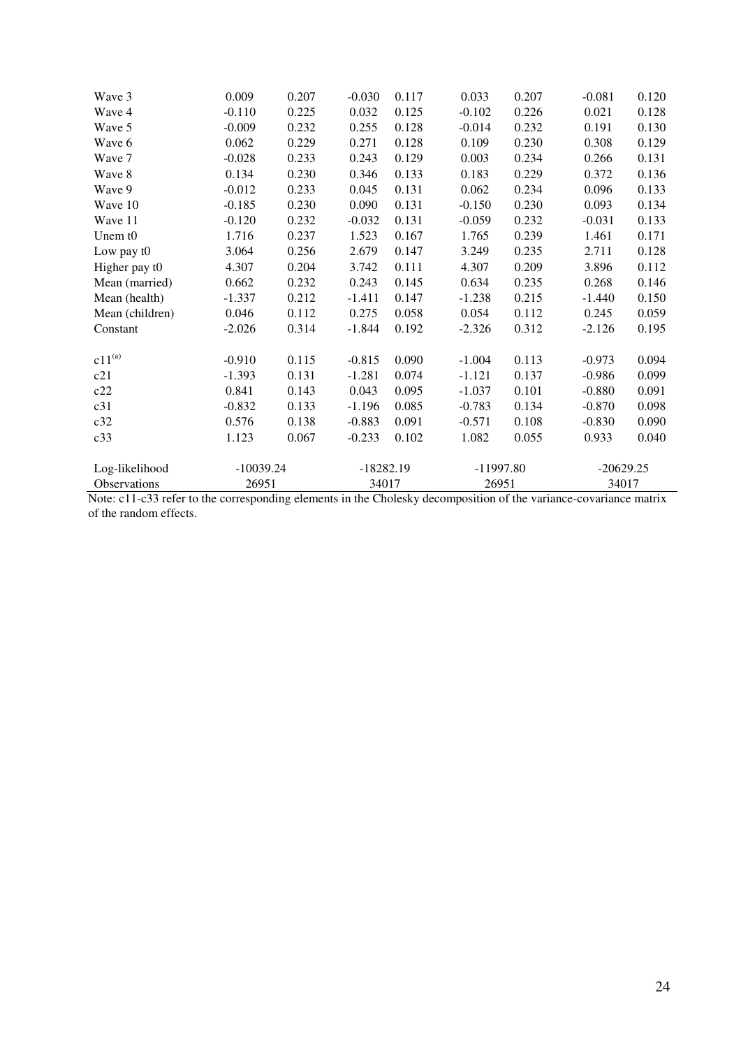| | | | | | | | | |
|---|---|---|---|---|---|---|---|---|
| Wave 3 | 0.009 | 0.207 | -0.030 | 0.117 | 0.033 | 0.207 | -0.081 | 0.120 |
| Wave 4 | -0.110 | 0.225 | 0.032 | 0.125 | -0.102 | 0.226 | 0.021 | 0.128 |
| Wave 5 | -0.009 | 0.232 | 0.255 | 0.128 | -0.014 | 0.232 | 0.191 | 0.130 |
| Wave 6 | 0.062 | 0.229 | 0.271 | 0.128 | 0.109 | 0.230 | 0.308 | 0.129 |
| Wave 7 | -0.028 | 0.233 | 0.243 | 0.129 | 0.003 | 0.234 | 0.266 | 0.131 |
| Wave 8 | 0.134 | 0.230 | 0.346 | 0.133 | 0.183 | 0.229 | 0.372 | 0.136 |
| Wave 9 | -0.012 | 0.233 | 0.045 | 0.131 | 0.062 | 0.234 | 0.096 | 0.133 |
| Wave 10 | -0.185 | 0.230 | 0.090 | 0.131 | -0.150 | 0.230 | 0.093 | 0.134 |
| Wave 11 | -0.120 | 0.232 | -0.032 | 0.131 | -0.059 | 0.232 | -0.031 | 0.133 |
| Unem t0 | 1.716 | 0.237 | 1.523 | 0.167 | 1.765 | 0.239 | 1.461 | 0.171 |
| Low pay t0 | 3.064 | 0.256 | 2.679 | 0.147 | 3.249 | 0.235 | 2.711 | 0.128 |
| Higher pay t0 | 4.307 | 0.204 | 3.742 | 0.111 | 4.307 | 0.209 | 3.896 | 0.112 |
| Mean (married) | 0.662 | 0.232 | 0.243 | 0.145 | 0.634 | 0.235 | 0.268 | 0.146 |
| Mean (health) | -1.337 | 0.212 | -1.411 | 0.147 | -1.238 | 0.215 | -1.440 | 0.150 |
| Mean (children) | 0.046 | 0.112 | 0.275 | 0.058 | 0.054 | 0.112 | 0.245 | 0.059 |
| Constant | -2.026 | 0.314 | -1.844 | 0.192 | -2.326 | 0.312 | -2.126 | 0.195 |
| | | | | | | | | |
| c11[(a)] | -0.910 | 0.115 | -0.815 | 0.090 | -1.004 | 0.113 | -0.973 | 0.094 |
| c21 | -1.393 | 0.131 | -1.281 | 0.074 | -1.121 | 0.137 | -0.986 | 0.099 |
| c22 | 0.841 | 0.143 | 0.043 | 0.095 | -1.037 | 0.101 | -0.880 | 0.091 |
| c31 | -0.832 | 0.133 | -1.196 | 0.085 | -0.783 | 0.134 | -0.870 | 0.098 |
| c32 | 0.576 | 0.138 | -0.883 | 0.091 | -0.571 | 0.108 | -0.830 | 0.090 |
| c33 | 1.123 | 0.067 | -0.233 | 0.102 | 1.082 | 0.055 | 0.933 | 0.040 |
| | | | | | | | | |
| Log-likelihood | -10039.24 | | -18282.19 | | -11997.80 | | -20629.25 | |
| Observations | 26951 | | 34017 | | 26951 | | 34017 | |

Note: c11-c33 refer to the corresponding elements in the Cholesky decomposition of the variance-covariance matrix of the random effects.